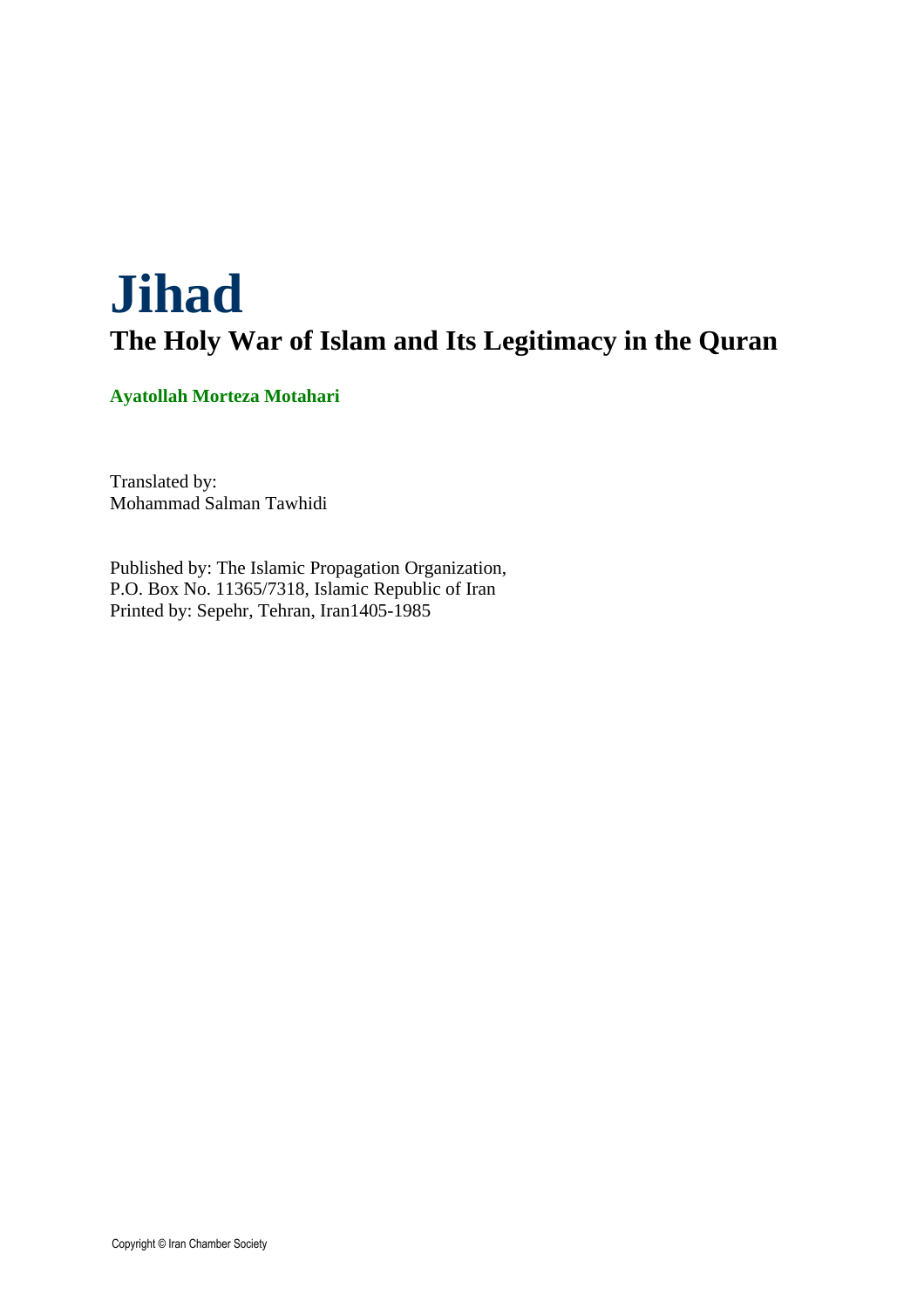# Jihad

## The Holy War of Islam and Its Legitimacy in the Quran

**Ayatollah Morteza Motahari**

Translated by:
Mohammad Salman Tawhidi

Published by: The Islamic Propagation Organization,
P.O. Box No. 11365/7318, Islamic Republic of Iran
Printed by: Sepehr, Tehran, Iran1405-1985

Copyright © Iran Chamber Society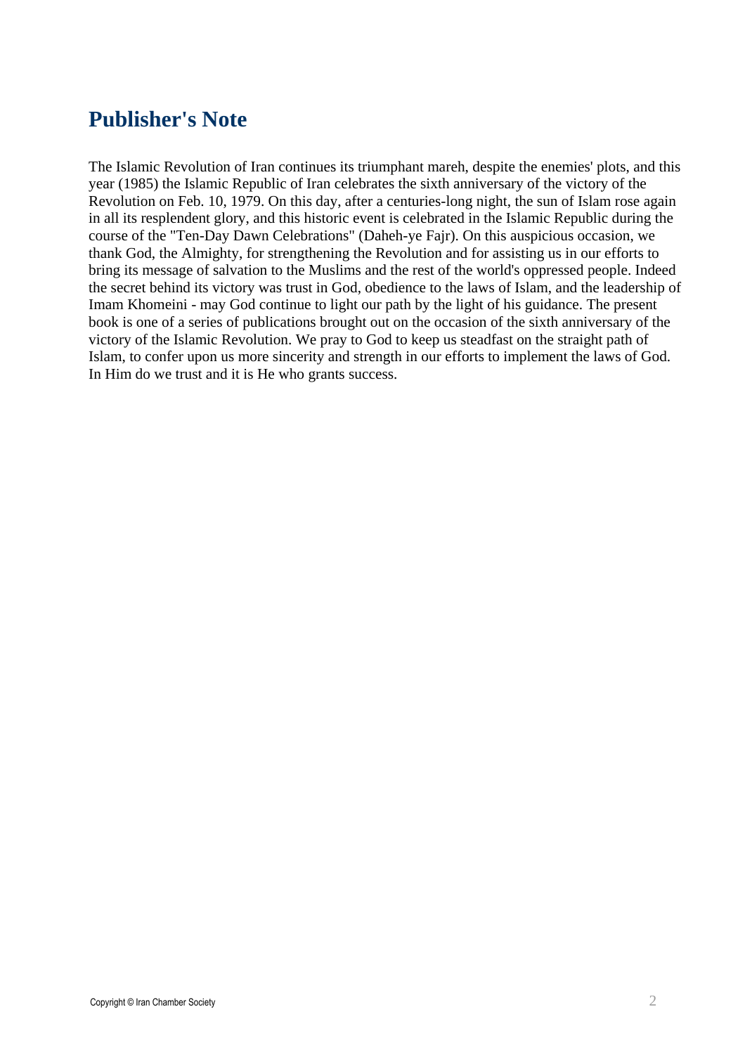## Publisher's Note

The Islamic Revolution of Iran continues its triumphant mareh, despite the enemies' plots, and this year (1985) the Islamic Republic of Iran celebrates the sixth anniversary of the victory of the Revolution on Feb. 10, 1979. On this day, after a centuries-long night, the sun of Islam rose again in all its resplendent glory, and this historic event is celebrated in the Islamic Republic during the course of the "Ten-Day Dawn Celebrations" (Daheh-ye Fajr). On this auspicious occasion, we thank God, the Almighty, for strengthening the Revolution and for assisting us in our efforts to bring its message of salvation to the Muslims and the rest of the world's oppressed people. Indeed the secret behind its victory was trust in God, obedience to the laws of Islam, and the leadership of Imam Khomeini - may God continue to light our path by the light of his guidance. The present book is one of a series of publications brought out on the occasion of the sixth anniversary of the victory of the Islamic Revolution. We pray to God to keep us steadfast on the straight path of Islam, to confer upon us more sincerity and strength in our efforts to implement the laws of God. In Him do we trust and it is He who grants success.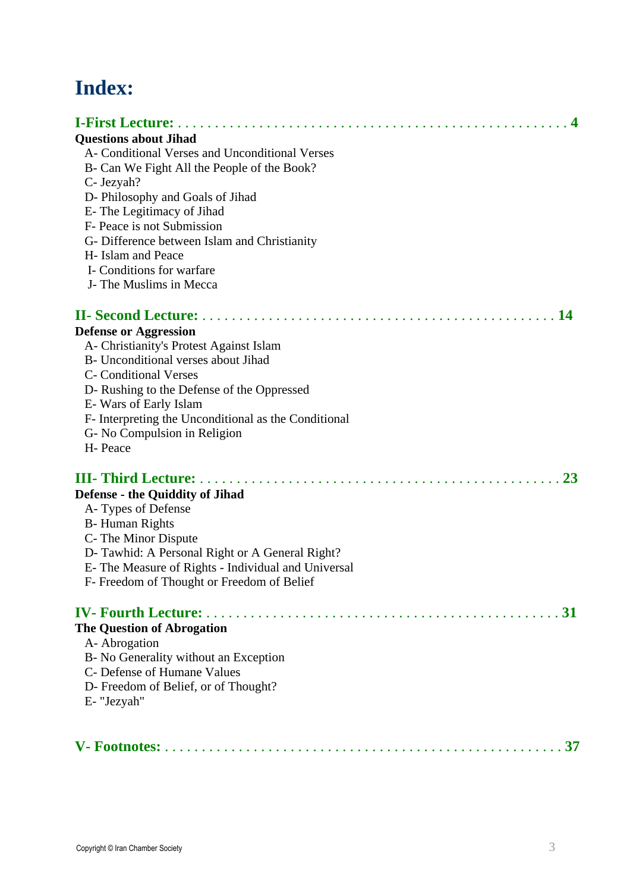# Index:

**I-First Lecture: . . . . . . . . . . . . . . . . . . . . . . . . . . . . . . . . . . . . . . . . . . . . . . . . . . . . . 4**

**Questions about Jihad**

- A- Conditional Verses and Unconditional Verses
- B- Can We Fight All the People of the Book?
- C- Jezyah?
- D- Philosophy and Goals of Jihad
- E- The Legitimacy of Jihad
- F- Peace is not Submission
- G- Difference between Islam and Christianity
- H- Islam and Peace
- I- Conditions for warfare
- J- The Muslims in Mecca

**II- Second Lecture: . . . . . . . . . . . . . . . . . . . . . . . . . . . . . . . . . . . . . . . . . . . . . . . . 14**

**Defense or Aggression**

- A- Christianity's Protest Against Islam
- B- Unconditional verses about Jihad
- C- Conditional Verses
- D- Rushing to the Defense of the Oppressed
- E- Wars of Early Islam
- F- Interpreting the Unconditional as the Conditional
- G- No Compulsion in Religion
- H- Peace

**III- Third Lecture: . . . . . . . . . . . . . . . . . . . . . . . . . . . . . . . . . . . . . . . . . . . . . . . . . 23**

**Defense - the Quiddity of Jihad**

- A- Types of Defense
- B- Human Rights
- C- The Minor Dispute
- D- Tawhid: A Personal Right or A General Right?
- E- The Measure of Rights - Individual and Universal
- F- Freedom of Thought or Freedom of Belief

**IV- Fourth Lecture: . . . . . . . . . . . . . . . . . . . . . . . . . . . . . . . . . . . . . . . . . . . . . . . . 31**

**The Question of Abrogation**

- A- Abrogation
- B- No Generality without an Exception
- C- Defense of Humane Values
- D- Freedom of Belief, or of Thought?
- E- "Jezyah"

**V- Footnotes: . . . . . . . . . . . . . . . . . . . . . . . . . . . . . . . . . . . . . . . . . . . . . . . . . . . . . . 37**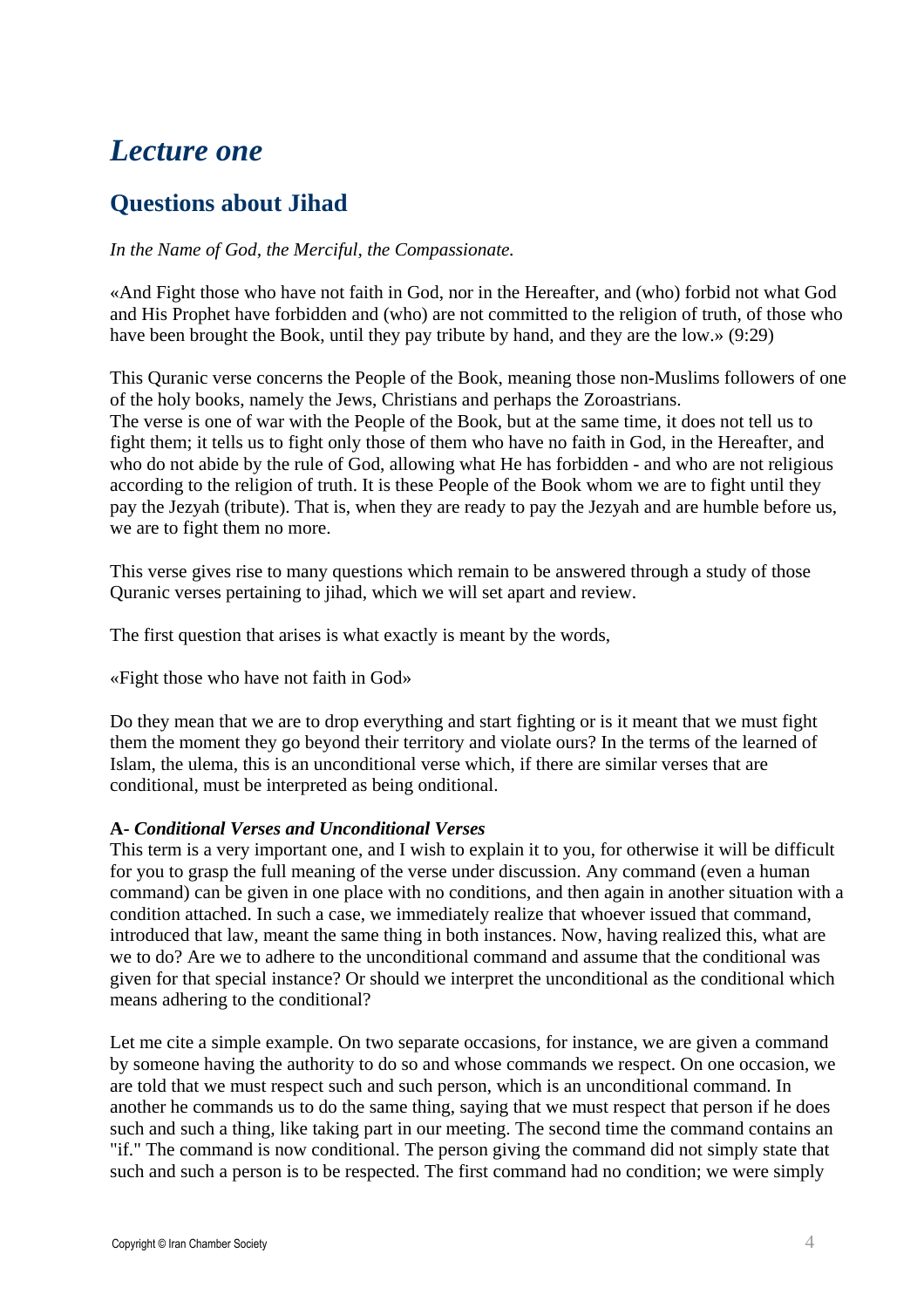# *Lecture one*

## Questions about Jihad

*In the Name of God, the Merciful, the Compassionate.*

«And Fight those who have not faith in God, nor in the Hereafter, and (who) forbid not what God and His Prophet have forbidden and (who) are not committed to the religion of truth, of those who have been brought the Book, until they pay tribute by hand, and they are the low.» (9:29)

This Quranic verse concerns the People of the Book, meaning those non-Muslims followers of one of the holy books, namely the Jews, Christians and perhaps the Zoroastrians.
The verse is one of war with the People of the Book, but at the same time, it does not tell us to fight them; it tells us to fight only those of them who have no faith in God, in the Hereafter, and who do not abide by the rule of God, allowing what He has forbidden - and who are not religious according to the religion of truth. It is these People of the Book whom we are to fight until they pay the Jezyah (tribute). That is, when they are ready to pay the Jezyah and are humble before us, we are to fight them no more.

This verse gives rise to many questions which remain to be answered through a study of those Quranic verses pertaining to jihad, which we will set apart and review.

The first question that arises is what exactly is meant by the words,

«Fight those who have not faith in God»

Do they mean that we are to drop everything and start fighting or is it meant that we must fight them the moment they go beyond their territory and violate ours? In the terms of the learned of Islam, the ulema, this is an unconditional verse which, if there are similar verses that are conditional, must be interpreted as being onditional.

**A- *Conditional Verses and Unconditional Verses***
This term is a very important one, and I wish to explain it to you, for otherwise it will be difficult for you to grasp the full meaning of the verse under discussion. Any command (even a human command) can be given in one place with no conditions, and then again in another situation with a condition attached. In such a case, we immediately realize that whoever issued that command, introduced that law, meant the same thing in both instances. Now, having realized this, what are we to do? Are we to adhere to the unconditional command and assume that the conditional was given for that special instance? Or should we interpret the unconditional as the conditional which means adhering to the conditional?

Let me cite a simple example. On two separate occasions, for instance, we are given a command by someone having the authority to do so and whose commands we respect. On one occasion, we are told that we must respect such and such person, which is an unconditional command. In another he commands us to do the same thing, saying that we must respect that person if he does such and such a thing, like taking part in our meeting. The second time the command contains an "if." The command is now conditional. The person giving the command did not simply state that such and such a person is to be respected. The first command had no condition; we were simply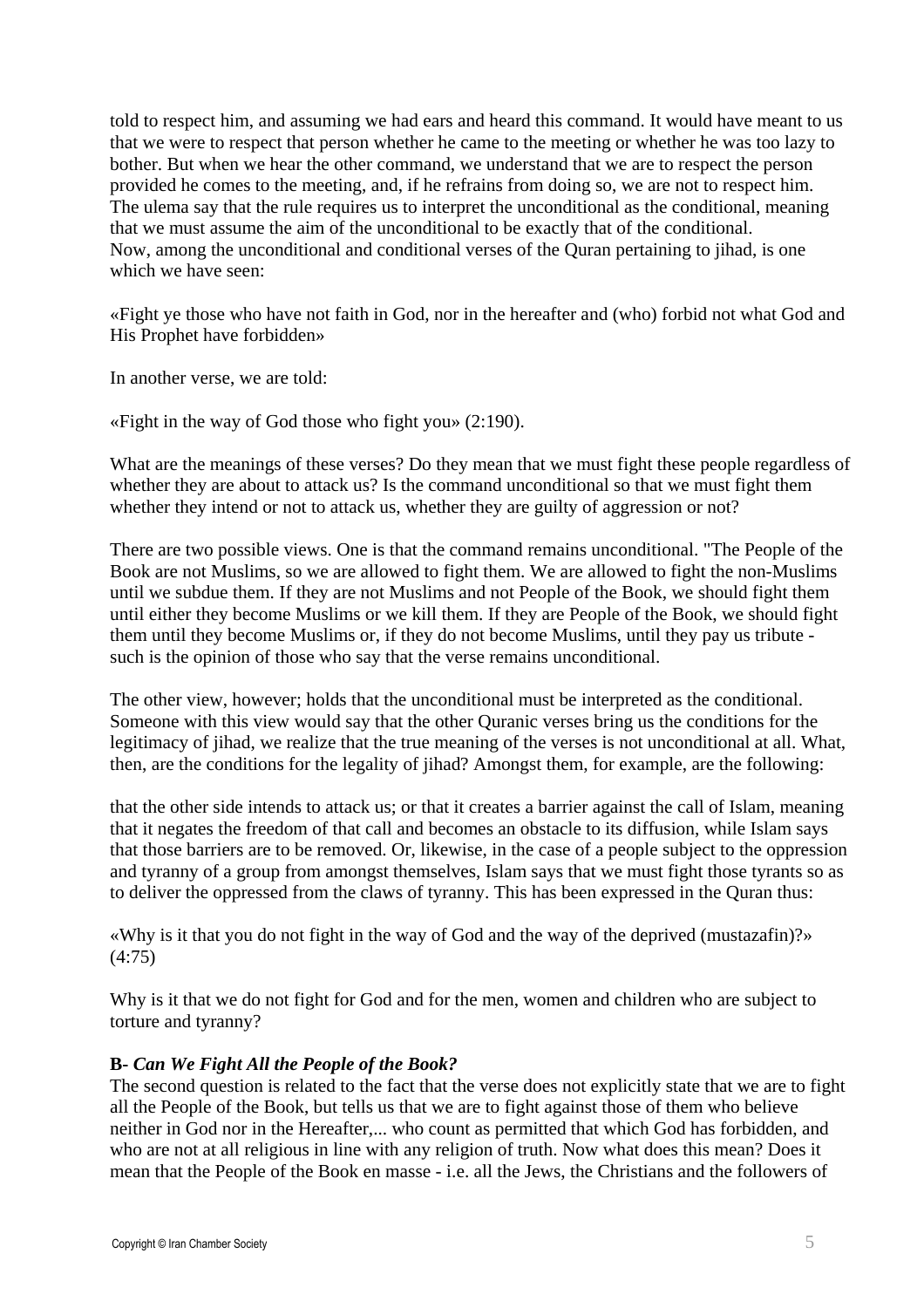told to respect him, and assuming we had ears and heard this command. It would have meant to us that we were to respect that person whether he came to the meeting or whether he was too lazy to bother. But when we hear the other command, we understand that we are to respect the person provided he comes to the meeting, and, if he refrains from doing so, we are not to respect him. The ulema say that the rule requires us to interpret the unconditional as the conditional, meaning that we must assume the aim of the unconditional to be exactly that of the conditional.
Now, among the unconditional and conditional verses of the Quran pertaining to jihad, is one which we have seen:

«Fight ye those who have not faith in God, nor in the hereafter and (who) forbid not what God and His Prophet have forbidden»

In another verse, we are told:

«Fight in the way of God those who fight you» (2:190).

What are the meanings of these verses? Do they mean that we must fight these people regardless of whether they are about to attack us? Is the command unconditional so that we must fight them whether they intend or not to attack us, whether they are guilty of aggression or not?

There are two possible views. One is that the command remains unconditional. "The People of the Book are not Muslims, so we are allowed to fight them. We are allowed to fight the non-Muslims until we subdue them. If they are not Muslims and not People of the Book, we should fight them until either they become Muslims or we kill them. If they are People of the Book, we should fight them until they become Muslims or, if they do not become Muslims, until they pay us tribute - such is the opinion of those who say that the verse remains unconditional.

The other view, however; holds that the unconditional must be interpreted as the conditional. Someone with this view would say that the other Quranic verses bring us the conditions for the legitimacy of jihad, we realize that the true meaning of the verses is not unconditional at all. What, then, are the conditions for the legality of jihad? Amongst them, for example, are the following:

that the other side intends to attack us; or that it creates a barrier against the call of Islam, meaning that it negates the freedom of that call and becomes an obstacle to its diffusion, while Islam says that those barriers are to be removed. Or, likewise, in the case of a people subject to the oppression and tyranny of a group from amongst themselves, Islam says that we must fight those tyrants so as to deliver the oppressed from the claws of tyranny. This has been expressed in the Quran thus:

«Why is it that you do not fight in the way of God and the way of the deprived (mustazafin)?» (4:75)

Why is it that we do not fight for God and for the men, women and children who are subject to torture and tyranny?

**B-** ***Can We Fight All the People of the Book?***

The second question is related to the fact that the verse does not explicitly state that we are to fight all the People of the Book, but tells us that we are to fight against those of them who believe neither in God nor in the Hereafter,... who count as permitted that which God has forbidden, and who are not at all religious in line with any religion of truth. Now what does this mean? Does it mean that the People of the Book en masse - i.e. all the Jews, the Christians and the followers of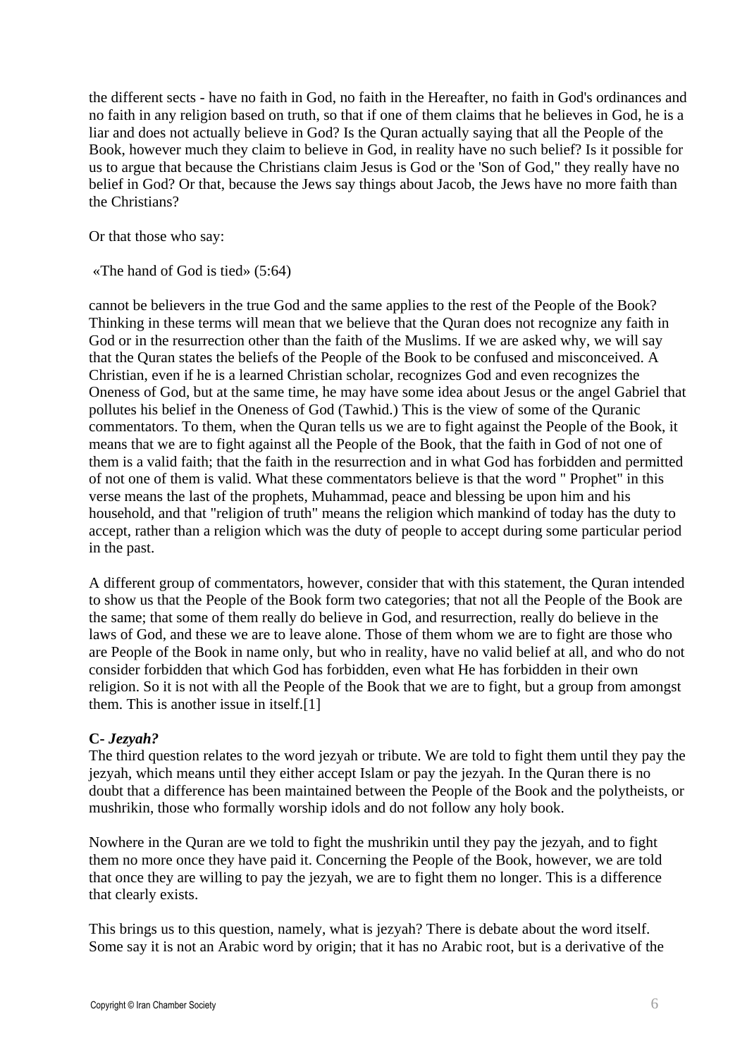the different sects - have no faith in God, no faith in the Hereafter, no faith in God's ordinances and no faith in any religion based on truth, so that if one of them claims that he believes in God, he is a liar and does not actually believe in God? Is the Quran actually saying that all the People of the Book, however much they claim to believe in God, in reality have no such belief? Is it possible for us to argue that because the Christians claim Jesus is God or the 'Son of God," they really have no belief in God? Or that, because the Jews say things about Jacob, the Jews have no more faith than the Christians?

Or that those who say:

«The hand of God is tied» (5:64)

cannot be believers in the true God and the same applies to the rest of the People of the Book? Thinking in these terms will mean that we believe that the Quran does not recognize any faith in God or in the resurrection other than the faith of the Muslims. If we are asked why, we will say that the Quran states the beliefs of the People of the Book to be confused and misconceived. A Christian, even if he is a learned Christian scholar, recognizes God and even recognizes the Oneness of God, but at the same time, he may have some idea about Jesus or the angel Gabriel that pollutes his belief in the Oneness of God (Tawhid.) This is the view of some of the Quranic commentators. To them, when the Quran tells us we are to fight against the People of the Book, it means that we are to fight against all the People of the Book, that the faith in God of not one of them is a valid faith; that the faith in the resurrection and in what God has forbidden and permitted of not one of them is valid. What these commentators believe is that the word " Prophet" in this verse means the last of the prophets, Muhammad, peace and blessing be upon him and his household, and that "religion of truth" means the religion which mankind of today has the duty to accept, rather than a religion which was the duty of people to accept during some particular period in the past.

A different group of commentators, however, consider that with this statement, the Quran intended to show us that the People of the Book form two categories; that not all the People of the Book are the same; that some of them really do believe in God, and resurrection, really do believe in the laws of God, and these we are to leave alone. Those of them whom we are to fight are those who are People of the Book in name only, but who in reality, have no valid belief at all, and who do not consider forbidden that which God has forbidden, even what He has forbidden in their own religion. So it is not with all the People of the Book that we are to fight, but a group from amongst them. This is another issue in itself.[1]

### C- *Jezyah?*

The third question relates to the word jezyah or tribute. We are told to fight them until they pay the jezyah, which means until they either accept Islam or pay the jezyah. In the Quran there is no doubt that a difference has been maintained between the People of the Book and the polytheists, or mushrikin, those who formally worship idols and do not follow any holy book.

Nowhere in the Quran are we told to fight the mushrikin until they pay the jezyah, and to fight them no more once they have paid it. Concerning the People of the Book, however, we are told that once they are willing to pay the jezyah, we are to fight them no longer. This is a difference that clearly exists.

This brings us to this question, namely, what is jezyah? There is debate about the word itself. Some say it is not an Arabic word by origin; that it has no Arabic root, but is a derivative of the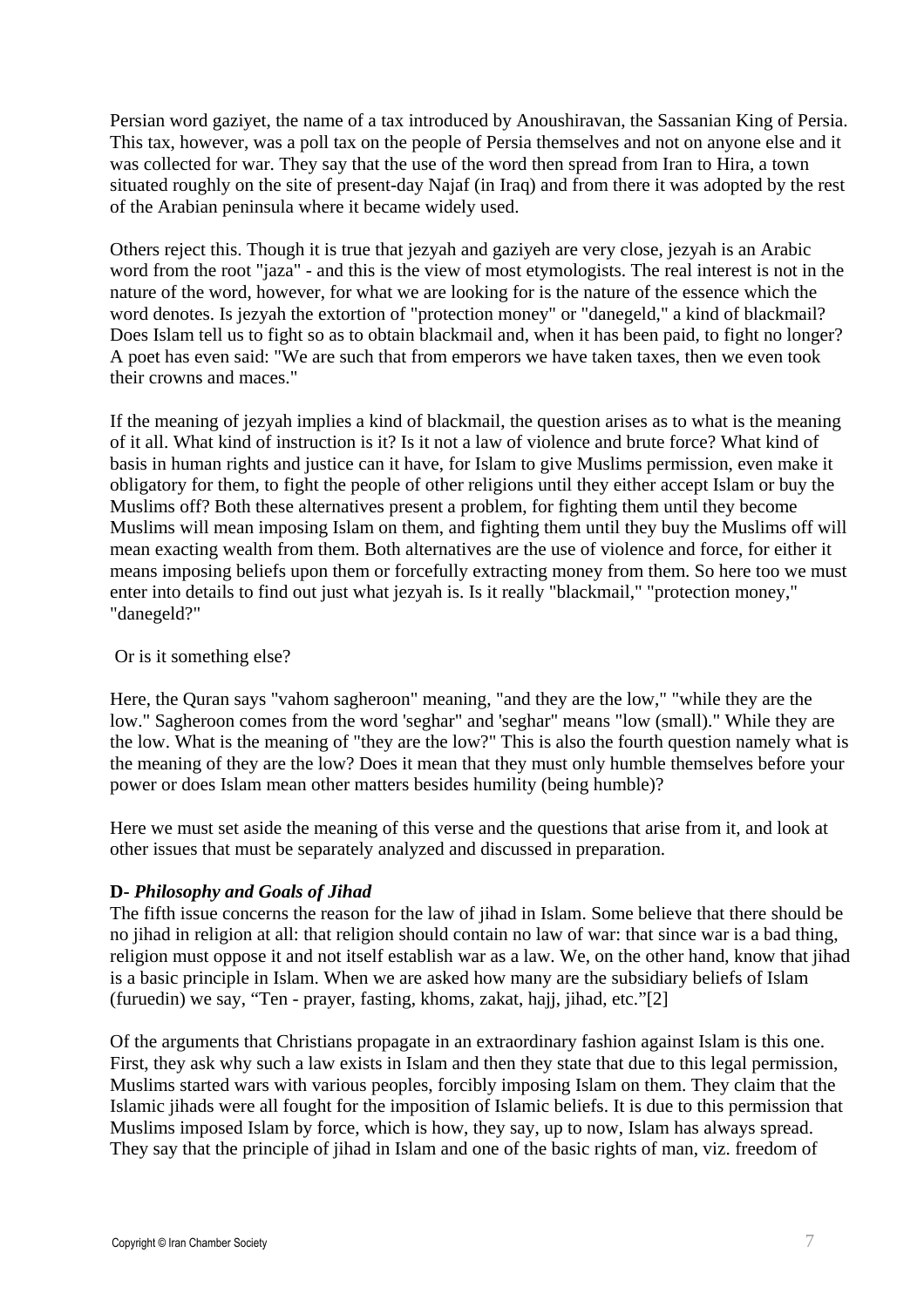Persian word gaziyet, the name of a tax introduced by Anoushiravan, the Sassanian King of Persia. This tax, however, was a poll tax on the people of Persia themselves and not on anyone else and it was collected for war. They say that the use of the word then spread from Iran to Hira, a town situated roughly on the site of present-day Najaf (in Iraq) and from there it was adopted by the rest of the Arabian peninsula where it became widely used.

Others reject this. Though it is true that jezyah and gaziyeh are very close, jezyah is an Arabic word from the root "jaza" - and this is the view of most etymologists. The real interest is not in the nature of the word, however, for what we are looking for is the nature of the essence which the word denotes. Is jezyah the extortion of "protection money" or "danegeld," a kind of blackmail? Does Islam tell us to fight so as to obtain blackmail and, when it has been paid, to fight no longer? A poet has even said: "We are such that from emperors we have taken taxes, then we even took their crowns and maces."

If the meaning of jezyah implies a kind of blackmail, the question arises as to what is the meaning of it all. What kind of instruction is it? Is it not a law of violence and brute force? What kind of basis in human rights and justice can it have, for Islam to give Muslims permission, even make it obligatory for them, to fight the people of other religions until they either accept Islam or buy the Muslims off? Both these alternatives present a problem, for fighting them until they become Muslims will mean imposing Islam on them, and fighting them until they buy the Muslims off will mean exacting wealth from them. Both alternatives are the use of violence and force, for either it means imposing beliefs upon them or forcefully extracting money from them. So here too we must enter into details to find out just what jezyah is. Is it really "blackmail," "protection money," "danegeld?"

Or is it something else?

Here, the Quran says "vahom sagheroon" meaning, "and they are the low," "while they are the low." Sagheroon comes from the word 'seghar' and 'seghar' means "low (small)." While they are the low. What is the meaning of "they are the low?" This is also the fourth question namely what is the meaning of they are the low? Does it mean that they must only humble themselves before your power or does Islam mean other matters besides humility (being humble)?

Here we must set aside the meaning of this verse and the questions that arise from it, and look at other issues that must be separately analyzed and discussed in preparation.

**D-** ***Philosophy and Goals of Jihad***

The fifth issue concerns the reason for the law of jihad in Islam. Some believe that there should be no jihad in religion at all: that religion should contain no law of war: that since war is a bad thing, religion must oppose it and not itself establish war as a law. We, on the other hand, know that jihad is a basic principle in Islam. When we are asked how many are the subsidiary beliefs of Islam (furuedin) we say, "Ten - prayer, fasting, khoms, zakat, hajj, jihad, etc."[2]

Of the arguments that Christians propagate in an extraordinary fashion against Islam is this one. First, they ask why such a law exists in Islam and then they state that due to this legal permission, Muslims started wars with various peoples, forcibly imposing Islam on them. They claim that the Islamic jihads were all fought for the imposition of Islamic beliefs. It is due to this permission that Muslims imposed Islam by force, which is how, they say, up to now, Islam has always spread. They say that the principle of jihad in Islam and one of the basic rights of man, viz. freedom of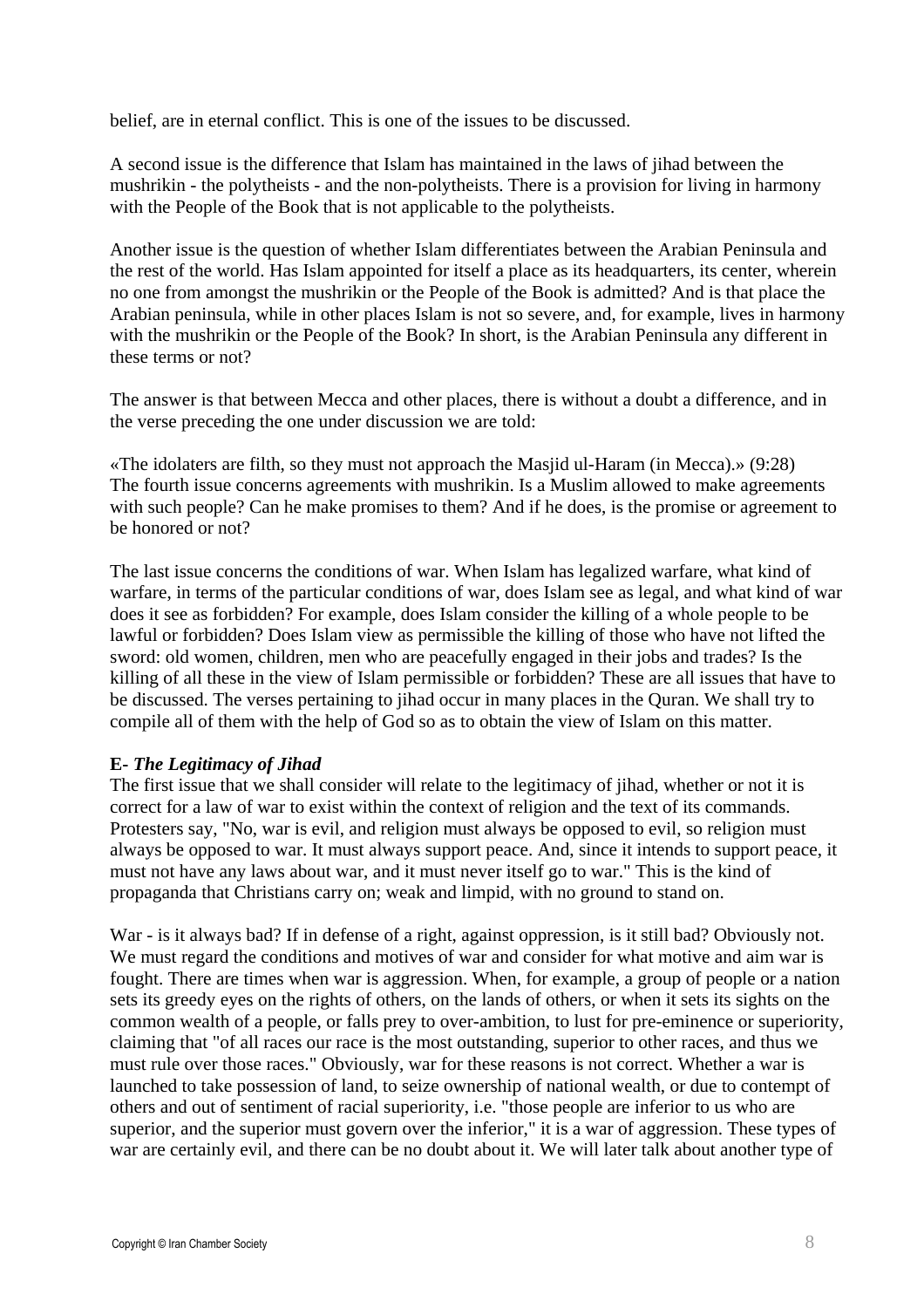belief, are in eternal conflict. This is one of the issues to be discussed.

A second issue is the difference that Islam has maintained in the laws of jihad between the mushrikin - the polytheists - and the non-polytheists. There is a provision for living in harmony with the People of the Book that is not applicable to the polytheists.

Another issue is the question of whether Islam differentiates between the Arabian Peninsula and the rest of the world. Has Islam appointed for itself a place as its headquarters, its center, wherein no one from amongst the mushrikin or the People of the Book is admitted? And is that place the Arabian peninsula, while in other places Islam is not so severe, and, for example, lives in harmony with the mushrikin or the People of the Book? In short, is the Arabian Peninsula any different in these terms or not?

The answer is that between Mecca and other places, there is without a doubt a difference, and in the verse preceding the one under discussion we are told:

«The idolaters are filth, so they must not approach the Masjid ul-Haram (in Mecca).» (9:28)
The fourth issue concerns agreements with mushrikin. Is a Muslim allowed to make agreements with such people? Can he make promises to them? And if he does, is the promise or agreement to be honored or not?

The last issue concerns the conditions of war. When Islam has legalized warfare, what kind of warfare, in terms of the particular conditions of war, does Islam see as legal, and what kind of war does it see as forbidden? For example, does Islam consider the killing of a whole people to be lawful or forbidden? Does Islam view as permissible the killing of those who have not lifted the sword: old women, children, men who are peacefully engaged in their jobs and trades? Is the killing of all these in the view of Islam permissible or forbidden? These are all issues that have to be discussed. The verses pertaining to jihad occur in many places in the Quran. We shall try to compile all of them with the help of God so as to obtain the view of Islam on this matter.

**E-** ***The Legitimacy of Jihad***

The first issue that we shall consider will relate to the legitimacy of jihad, whether or not it is correct for a law of war to exist within the context of religion and the text of its commands. Protesters say, "No, war is evil, and religion must always be opposed to evil, so religion must always be opposed to war. It must always support peace. And, since it intends to support peace, it must not have any laws about war, and it must never itself go to war." This is the kind of propaganda that Christians carry on; weak and limpid, with no ground to stand on.

War - is it always bad? If in defense of a right, against oppression, is it still bad? Obviously not. We must regard the conditions and motives of war and consider for what motive and aim war is fought. There are times when war is aggression. When, for example, a group of people or a nation sets its greedy eyes on the rights of others, on the lands of others, or when it sets its sights on the common wealth of a people, or falls prey to over-ambition, to lust for pre-eminence or superiority, claiming that "of all races our race is the most outstanding, superior to other races, and thus we must rule over those races." Obviously, war for these reasons is not correct. Whether a war is launched to take possession of land, to seize ownership of national wealth, or due to contempt of others and out of sentiment of racial superiority, i.e. "those people are inferior to us who are superior, and the superior must govern over the inferior," it is a war of aggression. These types of war are certainly evil, and there can be no doubt about it. We will later talk about another type of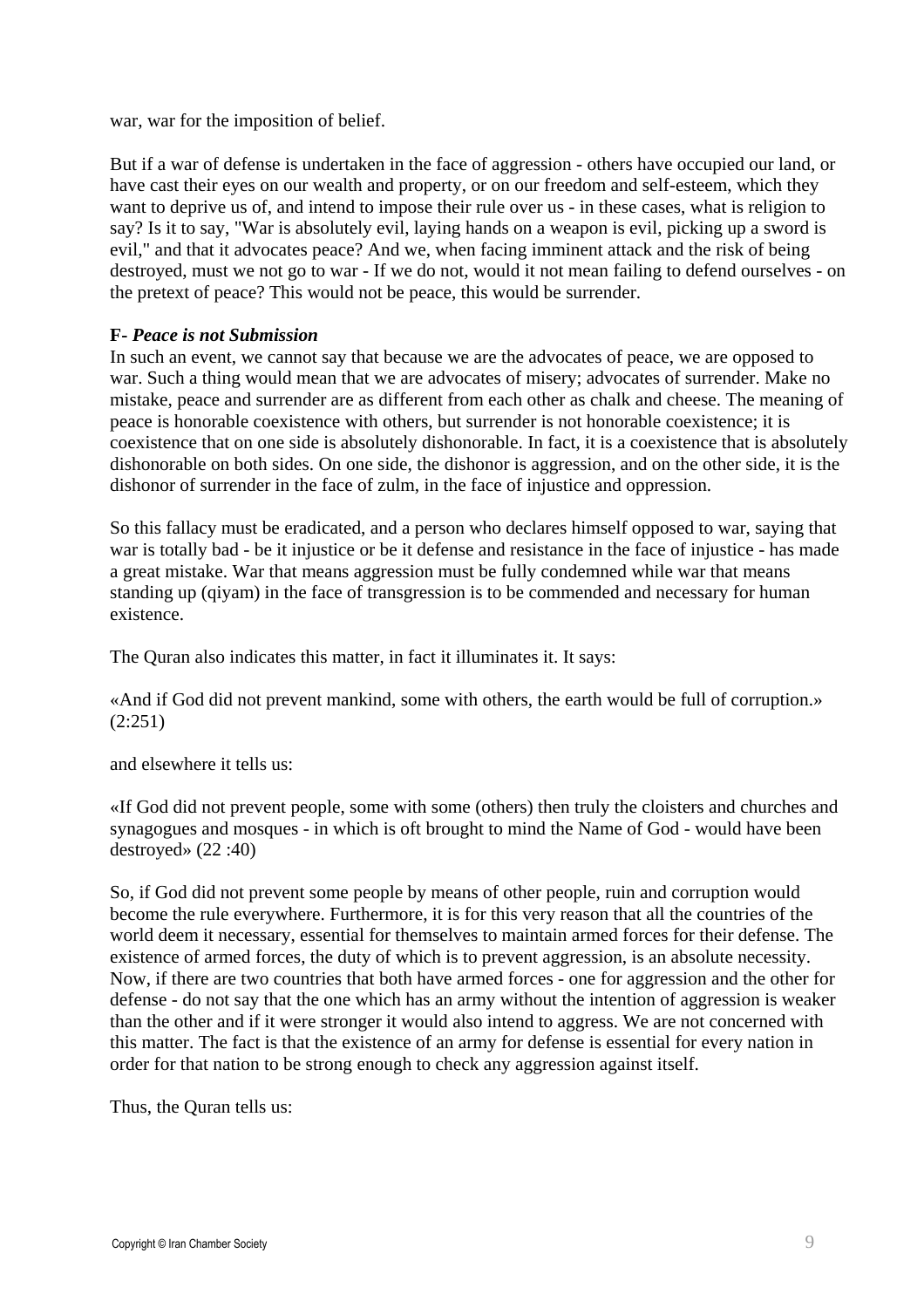war, war for the imposition of belief.

But if a war of defense is undertaken in the face of aggression - others have occupied our land, or have cast their eyes on our wealth and property, or on our freedom and self-esteem, which they want to deprive us of, and intend to impose their rule over us - in these cases, what is religion to say? Is it to say, "War is absolutely evil, laying hands on a weapon is evil, picking up a sword is evil," and that it advocates peace? And we, when facing imminent attack and the risk of being destroyed, must we not go to war - If we do not, would it not mean failing to defend ourselves - on the pretext of peace? This would not be peace, this would be surrender.

**F-** ***Peace is not Submission***

In such an event, we cannot say that because we are the advocates of peace, we are opposed to war. Such a thing would mean that we are advocates of misery; advocates of surrender. Make no mistake, peace and surrender are as different from each other as chalk and cheese. The meaning of peace is honorable coexistence with others, but surrender is not honorable coexistence; it is coexistence that on one side is absolutely dishonorable. In fact, it is a coexistence that is absolutely dishonorable on both sides. On one side, the dishonor is aggression, and on the other side, it is the dishonor of surrender in the face of zulm, in the face of injustice and oppression.

So this fallacy must be eradicated, and a person who declares himself opposed to war, saying that war is totally bad - be it injustice or be it defense and resistance in the face of injustice - has made a great mistake. War that means aggression must be fully condemned while war that means standing up (qiyam) in the face of transgression is to be commended and necessary for human existence.

The Quran also indicates this matter, in fact it illuminates it. It says:

«And if God did not prevent mankind, some with others, the earth would be full of corruption.» (2:251)

and elsewhere it tells us:

«If God did not prevent people, some with some (others) then truly the cloisters and churches and synagogues and mosques - in which is oft brought to mind the Name of God - would have been destroyed» (22 :40)

So, if God did not prevent some people by means of other people, ruin and corruption would become the rule everywhere. Furthermore, it is for this very reason that all the countries of the world deem it necessary, essential for themselves to maintain armed forces for their defense. The existence of armed forces, the duty of which is to prevent aggression, is an absolute necessity. Now, if there are two countries that both have armed forces - one for aggression and the other for defense - do not say that the one which has an army without the intention of aggression is weaker than the other and if it were stronger it would also intend to aggress. We are not concerned with this matter. The fact is that the existence of an army for defense is essential for every nation in order for that nation to be strong enough to check any aggression against itself.

Thus, the Quran tells us: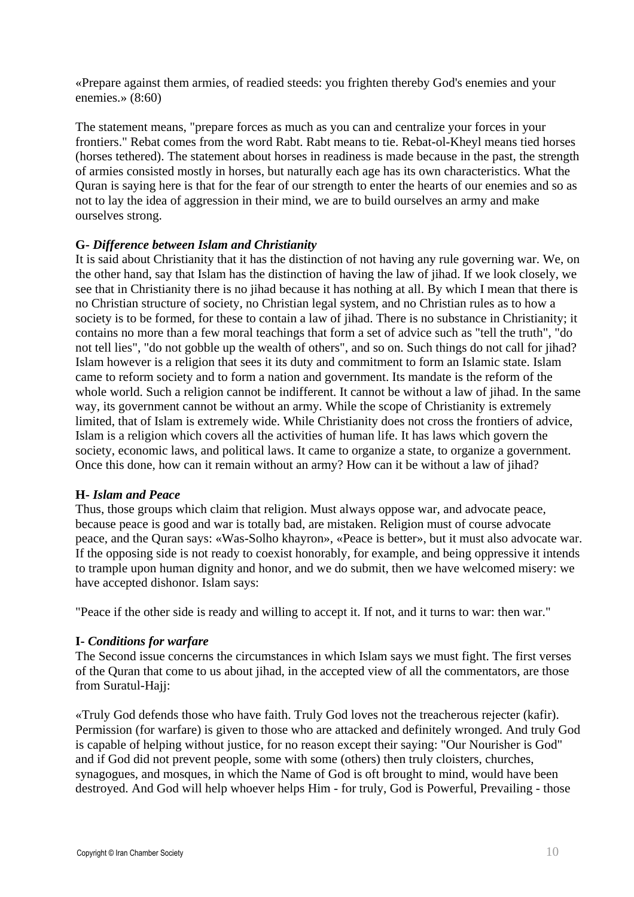«Prepare against them armies, of readied steeds: you frighten thereby God's enemies and your enemies.» (8:60)

The statement means, "prepare forces as much as you can and centralize your forces in your frontiers." Rebat comes from the word Rabt. Rabt means to tie. Rebat-ol-Kheyl means tied horses (horses tethered). The statement about horses in readiness is made because in the past, the strength of armies consisted mostly in horses, but naturally each age has its own characteristics. What the Quran is saying here is that for the fear of our strength to enter the hearts of our enemies and so as not to lay the idea of aggression in their mind, we are to build ourselves an army and make ourselves strong.

**G-** ***Difference between Islam and Christianity***

It is said about Christianity that it has the distinction of not having any rule governing war. We, on the other hand, say that Islam has the distinction of having the law of jihad. If we look closely, we see that in Christianity there is no jihad because it has nothing at all. By which I mean that there is no Christian structure of society, no Christian legal system, and no Christian rules as to how a society is to be formed, for these to contain a law of jihad. There is no substance in Christianity; it contains no more than a few moral teachings that form a set of advice such as "tell the truth", "do not tell lies", "do not gobble up the wealth of others", and so on. Such things do not call for jihad? Islam however is a religion that sees it its duty and commitment to form an Islamic state. Islam came to reform society and to form a nation and government. Its mandate is the reform of the whole world. Such a religion cannot be indifferent. It cannot be without a law of jihad. In the same way, its government cannot be without an army. While the scope of Christianity is extremely limited, that of Islam is extremely wide. While Christianity does not cross the frontiers of advice, Islam is a religion which covers all the activities of human life. It has laws which govern the society, economic laws, and political laws. It came to organize a state, to organize a government. Once this done, how can it remain without an army? How can it be without a law of jihad?

**H-** ***Islam and Peace***

Thus, those groups which claim that religion. Must always oppose war, and advocate peace, because peace is good and war is totally bad, are mistaken. Religion must of course advocate peace, and the Quran says: «Was-Solho khayron», «Peace is better», but it must also advocate war. If the opposing side is not ready to coexist honorably, for example, and being oppressive it intends to trample upon human dignity and honor, and we do submit, then we have welcomed misery: we have accepted dishonor. Islam says:

"Peace if the other side is ready and willing to accept it. If not, and it turns to war: then war."

**I-** ***Conditions for warfare***

The Second issue concerns the circumstances in which Islam says we must fight. The first verses of the Quran that come to us about jihad, in the accepted view of all the commentators, are those from Suratul-Hajj:

«Truly God defends those who have faith. Truly God loves not the treacherous rejecter (kafir). Permission (for warfare) is given to those who are attacked and definitely wronged. And truly God is capable of helping without justice, for no reason except their saying: "Our Nourisher is God" and if God did not prevent people, some with some (others) then truly cloisters, churches, synagogues, and mosques, in which the Name of God is oft brought to mind, would have been destroyed. And God will help whoever helps Him - for truly, God is Powerful, Prevailing - those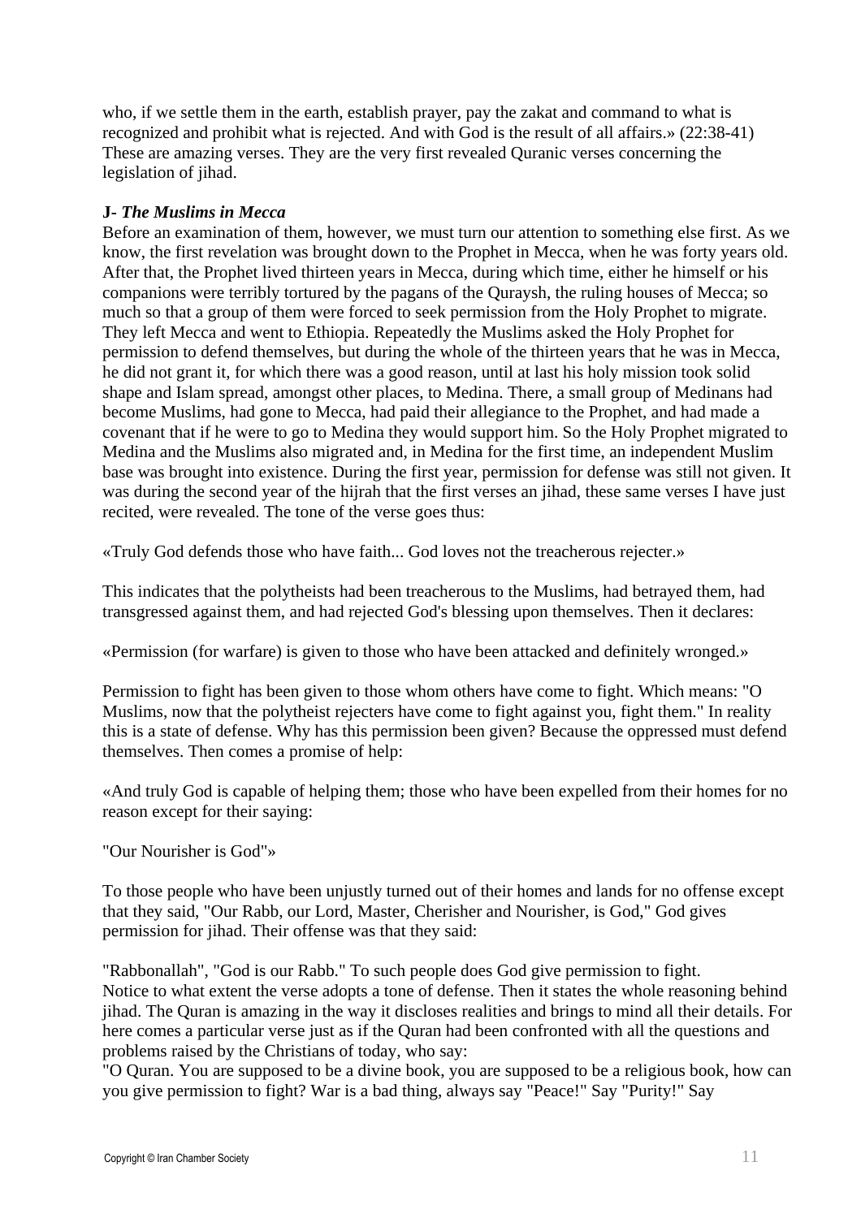who, if we settle them in the earth, establish prayer, pay the zakat and command to what is recognized and prohibit what is rejected. And with God is the result of all affairs.» (22:38-41) These are amazing verses. They are the very first revealed Quranic verses concerning the legislation of jihad.

**J- *The Muslims in Mecca***

Before an examination of them, however, we must turn our attention to something else first. As we know, the first revelation was brought down to the Prophet in Mecca, when he was forty years old. After that, the Prophet lived thirteen years in Mecca, during which time, either he himself or his companions were terribly tortured by the pagans of the Quraysh, the ruling houses of Mecca; so much so that a group of them were forced to seek permission from the Holy Prophet to migrate. They left Mecca and went to Ethiopia. Repeatedly the Muslims asked the Holy Prophet for permission to defend themselves, but during the whole of the thirteen years that he was in Mecca, he did not grant it, for which there was a good reason, until at last his holy mission took solid shape and Islam spread, amongst other places, to Medina. There, a small group of Medinans had become Muslims, had gone to Mecca, had paid their allegiance to the Prophet, and had made a covenant that if he were to go to Medina they would support him. So the Holy Prophet migrated to Medina and the Muslims also migrated and, in Medina for the first time, an independent Muslim base was brought into existence. During the first year, permission for defense was still not given. It was during the second year of the hijrah that the first verses an jihad, these same verses I have just recited, were revealed. The tone of the verse goes thus:

«Truly God defends those who have faith... God loves not the treacherous rejecter.»

This indicates that the polytheists had been treacherous to the Muslims, had betrayed them, had transgressed against them, and had rejected God's blessing upon themselves. Then it declares:

«Permission (for warfare) is given to those who have been attacked and definitely wronged.»

Permission to fight has been given to those whom others have come to fight. Which means: "O Muslims, now that the polytheist rejecters have come to fight against you, fight them." In reality this is a state of defense. Why has this permission been given? Because the oppressed must defend themselves. Then comes a promise of help:

«And truly God is capable of helping them; those who have been expelled from their homes for no reason except for their saying:

"Our Nourisher is God"»

To those people who have been unjustly turned out of their homes and lands for no offense except that they said, "Our Rabb, our Lord, Master, Cherisher and Nourisher, is God," God gives permission for jihad. Their offense was that they said:

"Rabbonallah", "God is our Rabb." To such people does God give permission to fight.
Notice to what extent the verse adopts a tone of defense. Then it states the whole reasoning behind jihad. The Quran is amazing in the way it discloses realities and brings to mind all their details. For here comes a particular verse just as if the Quran had been confronted with all the questions and problems raised by the Christians of today, who say:
"O Quran. You are supposed to be a divine book, you are supposed to be a religious book, how can you give permission to fight? War is a bad thing, always say "Peace!" Say "Purity!" Say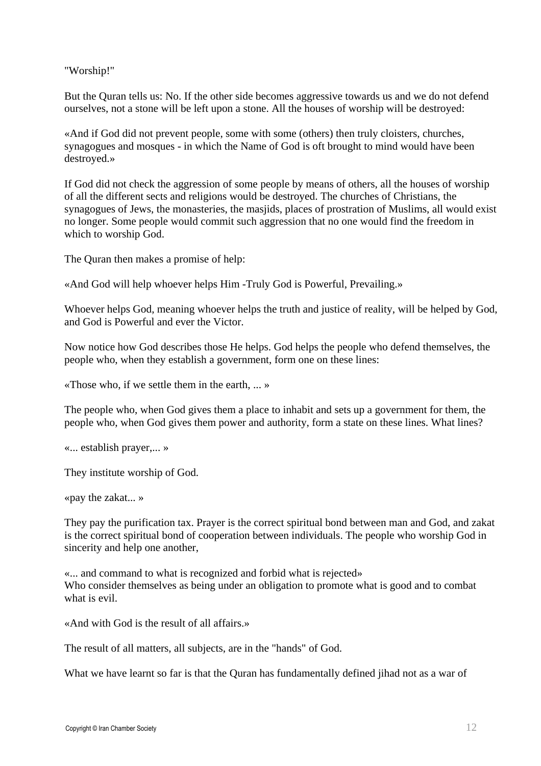"Worship!"

But the Quran tells us: No. If the other side becomes aggressive towards us and we do not defend ourselves, not a stone will be left upon a stone. All the houses of worship will be destroyed:

«And if God did not prevent people, some with some (others) then truly cloisters, churches, synagogues and mosques - in which the Name of God is oft brought to mind would have been destroyed.»

If God did not check the aggression of some people by means of others, all the houses of worship of all the different sects and religions would be destroyed. The churches of Christians, the synagogues of Jews, the monasteries, the masjids, places of prostration of Muslims, all would exist no longer. Some people would commit such aggression that no one would find the freedom in which to worship God.

The Quran then makes a promise of help:

«And God will help whoever helps Him -Truly God is Powerful, Prevailing.»

Whoever helps God, meaning whoever helps the truth and justice of reality, will be helped by God, and God is Powerful and ever the Victor.

Now notice how God describes those He helps. God helps the people who defend themselves, the people who, when they establish a government, form one on these lines:

«Those who, if we settle them in the earth, ... »

The people who, when God gives them a place to inhabit and sets up a government for them, the people who, when God gives them power and authority, form a state on these lines. What lines?

«... establish prayer,... »

They institute worship of God.

«pay the zakat... »

They pay the purification tax. Prayer is the correct spiritual bond between man and God, and zakat is the correct spiritual bond of cooperation between individuals. The people who worship God in sincerity and help one another,

«... and command to what is recognized and forbid what is rejected»
Who consider themselves as being under an obligation to promote what is good and to combat what is evil.

«And with God is the result of all affairs.»

The result of all matters, all subjects, are in the "hands" of God.

What we have learnt so far is that the Quran has fundamentally defined jihad not as a war of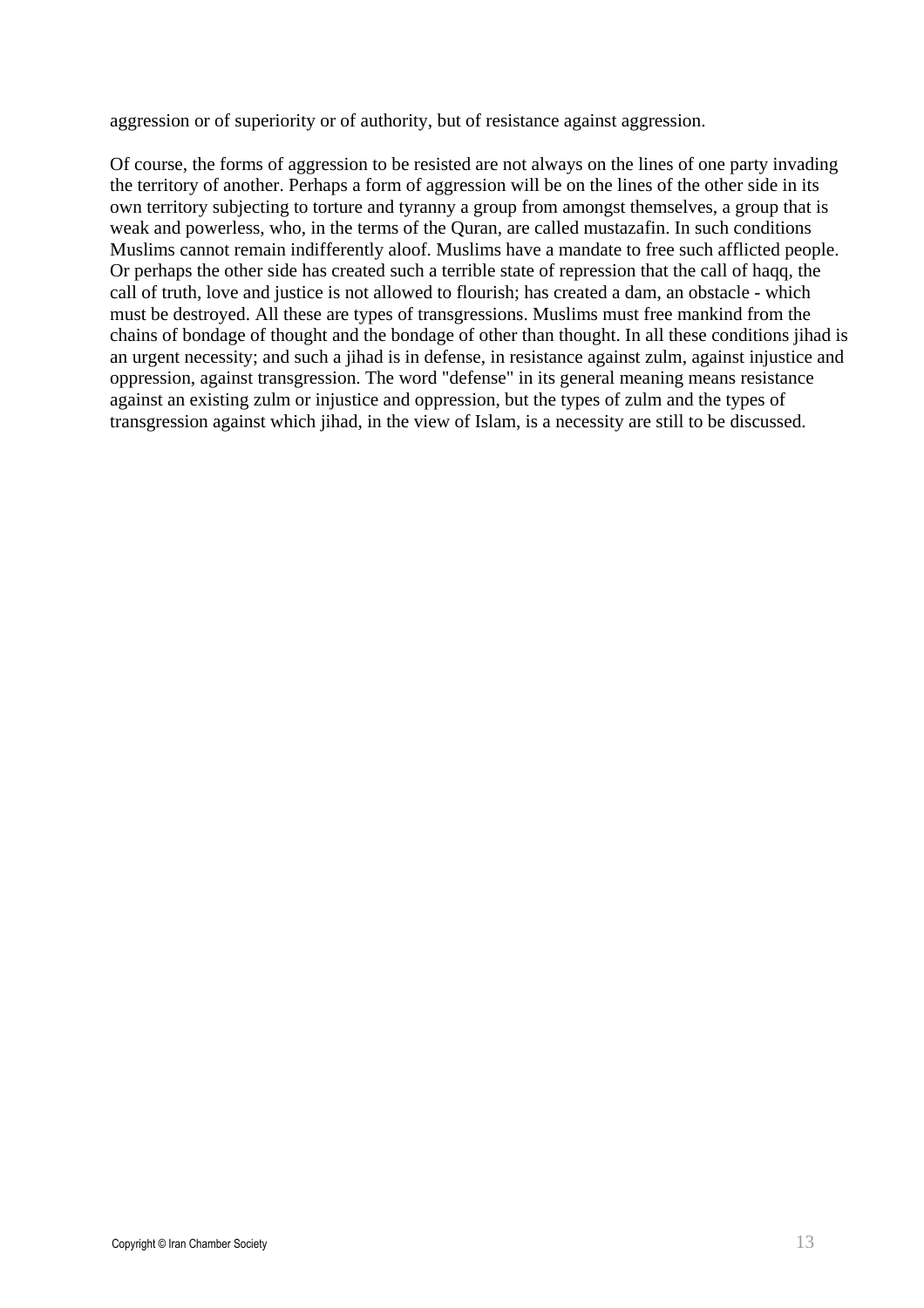aggression or of superiority or of authority, but of resistance against aggression.

Of course, the forms of aggression to be resisted are not always on the lines of one party invading the territory of another. Perhaps a form of aggression will be on the lines of the other side in its own territory subjecting to torture and tyranny a group from amongst themselves, a group that is weak and powerless, who, in the terms of the Quran, are called mustazafin. In such conditions Muslims cannot remain indifferently aloof. Muslims have a mandate to free such afflicted people. Or perhaps the other side has created such a terrible state of repression that the call of haqq, the call of truth, love and justice is not allowed to flourish; has created a dam, an obstacle - which must be destroyed. All these are types of transgressions. Muslims must free mankind from the chains of bondage of thought and the bondage of other than thought. In all these conditions jihad is an urgent necessity; and such a jihad is in defense, in resistance against zulm, against injustice and oppression, against transgression. The word "defense" in its general meaning means resistance against an existing zulm or injustice and oppression, but the types of zulm and the types of transgression against which jihad, in the view of Islam, is a necessity are still to be discussed.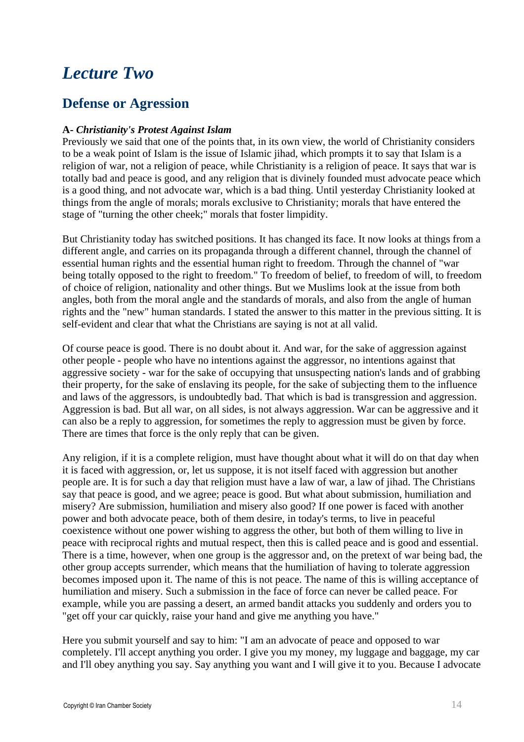# *Lecture Two*

## Defense or Agression

**A- *Christianity's Protest Against Islam***

Previously we said that one of the points that, in its own view, the world of Christianity considers to be a weak point of Islam is the issue of Islamic jihad, which prompts it to say that Islam is a religion of war, not a religion of peace, while Christianity is a religion of peace. It says that war is totally bad and peace is good, and any religion that is divinely founded must advocate peace which is a good thing, and not advocate war, which is a bad thing. Until yesterday Christianity looked at things from the angle of morals; morals exclusive to Christianity; morals that have entered the stage of "turning the other cheek;" morals that foster limpidity.

But Christianity today has switched positions. It has changed its face. It now looks at things from a different angle, and carries on its propaganda through a different channel, through the channel of essential human rights and the essential human right to freedom. Through the channel of "war being totally opposed to the right to freedom." To freedom of belief, to freedom of will, to freedom of choice of religion, nationality and other things. But we Muslims look at the issue from both angles, both from the moral angle and the standards of morals, and also from the angle of human rights and the "new" human standards. I stated the answer to this matter in the previous sitting. It is self-evident and clear that what the Christians are saying is not at all valid.

Of course peace is good. There is no doubt about it. And war, for the sake of aggression against other people - people who have no intentions against the aggressor, no intentions against that aggressive society - war for the sake of occupying that unsuspecting nation's lands and of grabbing their property, for the sake of enslaving its people, for the sake of subjecting them to the influence and laws of the aggressors, is undoubtedly bad. That which is bad is transgression and aggression. Aggression is bad. But all war, on all sides, is not always aggression. War can be aggressive and it can also be a reply to aggression, for sometimes the reply to aggression must be given by force. There are times that force is the only reply that can be given.

Any religion, if it is a complete religion, must have thought about what it will do on that day when it is faced with aggression, or, let us suppose, it is not itself faced with aggression but another people are. It is for such a day that religion must have a law of war, a law of jihad. The Christians say that peace is good, and we agree; peace is good. But what about submission, humiliation and misery? Are submission, humiliation and misery also good? If one power is faced with another power and both advocate peace, both of them desire, in today's terms, to live in peaceful coexistence without one power wishing to aggress the other, but both of them willing to live in peace with reciprocal rights and mutual respect, then this is called peace and is good and essential. There is a time, however, when one group is the aggressor and, on the pretext of war being bad, the other group accepts surrender, which means that the humiliation of having to tolerate aggression becomes imposed upon it. The name of this is not peace. The name of this is willing acceptance of humiliation and misery. Such a submission in the face of force can never be called peace. For example, while you are passing a desert, an armed bandit attacks you suddenly and orders you to "get off your car quickly, raise your hand and give me anything you have."

Here you submit yourself and say to him: "I am an advocate of peace and opposed to war completely. I'll accept anything you order. I give you my money, my luggage and baggage, my car and I'll obey anything you say. Say anything you want and I will give it to you. Because I advocate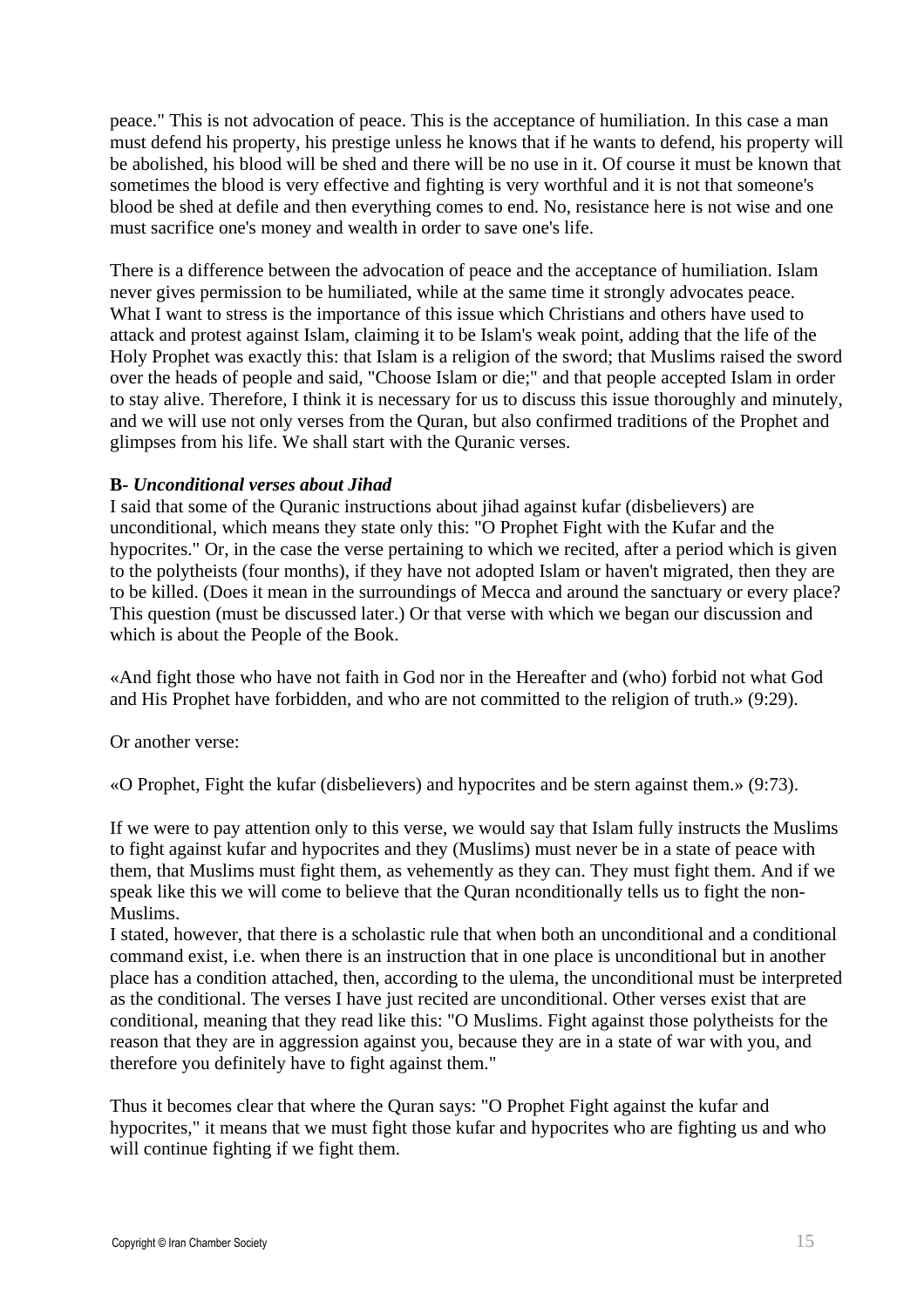peace." This is not advocation of peace. This is the acceptance of humiliation. In this case a man must defend his property, his prestige unless he knows that if he wants to defend, his property will be abolished, his blood will be shed and there will be no use in it. Of course it must be known that sometimes the blood is very effective and fighting is very worthful and it is not that someone's blood be shed at defile and then everything comes to end. No, resistance here is not wise and one must sacrifice one's money and wealth in order to save one's life.

There is a difference between the advocation of peace and the acceptance of humiliation. Islam never gives permission to be humiliated, while at the same time it strongly advocates peace. What I want to stress is the importance of this issue which Christians and others have used to attack and protest against Islam, claiming it to be Islam's weak point, adding that the life of the Holy Prophet was exactly this: that Islam is a religion of the sword; that Muslims raised the sword over the heads of people and said, "Choose Islam or die;" and that people accepted Islam in order to stay alive. Therefore, I think it is necessary for us to discuss this issue thoroughly and minutely, and we will use not only verses from the Quran, but also confirmed traditions of the Prophet and glimpses from his life. We shall start with the Quranic verses.

**B-** ***Unconditional verses about Jihad***

I said that some of the Quranic instructions about jihad against kufar (disbelievers) are unconditional, which means they state only this: "O Prophet Fight with the Kufar and the hypocrites." Or, in the case the verse pertaining to which we recited, after a period which is given to the polytheists (four months), if they have not adopted Islam or haven't migrated, then they are to be killed. (Does it mean in the surroundings of Mecca and around the sanctuary or every place? This question (must be discussed later.) Or that verse with which we began our discussion and which is about the People of the Book.

«And fight those who have not faith in God nor in the Hereafter and (who) forbid not what God and His Prophet have forbidden, and who are not committed to the religion of truth.» (9:29).

Or another verse:

«O Prophet, Fight the kufar (disbelievers) and hypocrites and be stern against them.» (9:73).

If we were to pay attention only to this verse, we would say that Islam fully instructs the Muslims to fight against kufar and hypocrites and they (Muslims) must never be in a state of peace with them, that Muslims must fight them, as vehemently as they can. They must fight them. And if we speak like this we will come to believe that the Quran nconditionally tells us to fight the non-Muslims.

I stated, however, that there is a scholastic rule that when both an unconditional and a conditional command exist, i.e. when there is an instruction that in one place is unconditional but in another place has a condition attached, then, according to the ulema, the unconditional must be interpreted as the conditional. The verses I have just recited are unconditional. Other verses exist that are conditional, meaning that they read like this: "O Muslims. Fight against those polytheists for the reason that they are in aggression against you, because they are in a state of war with you, and therefore you definitely have to fight against them."

Thus it becomes clear that where the Quran says: "O Prophet Fight against the kufar and hypocrites," it means that we must fight those kufar and hypocrites who are fighting us and who will continue fighting if we fight them.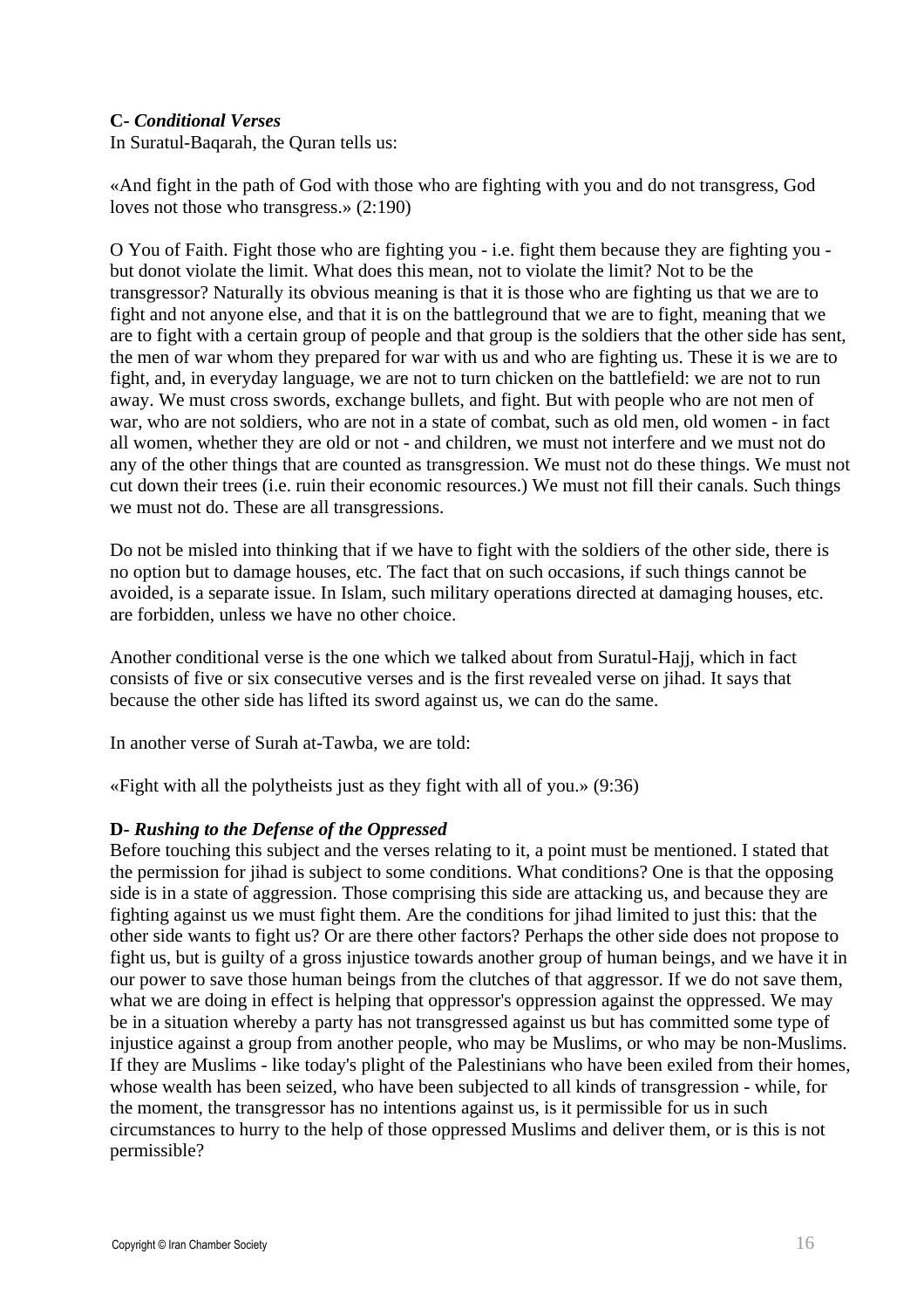**C-** ***Conditional Verses***
In Suratul-Baqarah, the Quran tells us:

«And fight in the path of God with those who are fighting with you and do not transgress, God loves not those who transgress.» (2:190)

O You of Faith. Fight those who are fighting you - i.e. fight them because they are fighting you - but donot violate the limit. What does this mean, not to violate the limit? Not to be the transgressor? Naturally its obvious meaning is that it is those who are fighting us that we are to fight and not anyone else, and that it is on the battleground that we are to fight, meaning that we are to fight with a certain group of people and that group is the soldiers that the other side has sent, the men of war whom they prepared for war with us and who are fighting us. These it is we are to fight, and, in everyday language, we are not to turn chicken on the battlefield: we are not to run away. We must cross swords, exchange bullets, and fight. But with people who are not men of war, who are not soldiers, who are not in a state of combat, such as old men, old women - in fact all women, whether they are old or not - and children, we must not interfere and we must not do any of the other things that are counted as transgression. We must not do these things. We must not cut down their trees (i.e. ruin their economic resources.) We must not fill their canals. Such things we must not do. These are all transgressions.

Do not be misled into thinking that if we have to fight with the soldiers of the other side, there is no option but to damage houses, etc. The fact that on such occasions, if such things cannot be avoided, is a separate issue. In Islam, such military operations directed at damaging houses, etc. are forbidden, unless we have no other choice.

Another conditional verse is the one which we talked about from Suratul-Hajj, which in fact consists of five or six consecutive verses and is the first revealed verse on jihad. It says that because the other side has lifted its sword against us, we can do the same.

In another verse of Surah at-Tawba, we are told:

«Fight with all the polytheists just as they fight with all of you.» (9:36)

**D-** ***Rushing to the Defense of the Oppressed***
Before touching this subject and the verses relating to it, a point must be mentioned. I stated that the permission for jihad is subject to some conditions. What conditions? One is that the opposing side is in a state of aggression. Those comprising this side are attacking us, and because they are fighting against us we must fight them. Are the conditions for jihad limited to just this: that the other side wants to fight us? Or are there other factors? Perhaps the other side does not propose to fight us, but is guilty of a gross injustice towards another group of human beings, and we have it in our power to save those human beings from the clutches of that aggressor. If we do not save them, what we are doing in effect is helping that oppressor's oppression against the oppressed. We may be in a situation whereby a party has not transgressed against us but has committed some type of injustice against a group from another people, who may be Muslims, or who may be non-Muslims. If they are Muslims - like today's plight of the Palestinians who have been exiled from their homes, whose wealth has been seized, who have been subjected to all kinds of transgression - while, for the moment, the transgressor has no intentions against us, is it permissible for us in such circumstances to hurry to the help of those oppressed Muslims and deliver them, or is this is not permissible?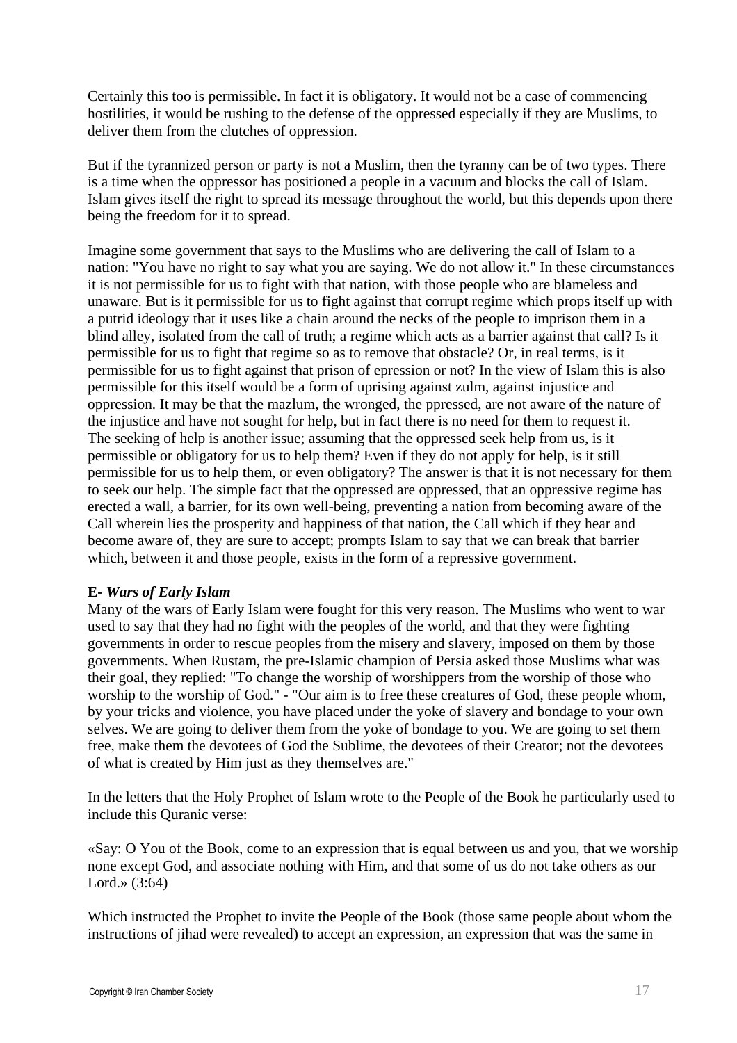Certainly this too is permissible. In fact it is obligatory. It would not be a case of commencing hostilities, it would be rushing to the defense of the oppressed especially if they are Muslims, to deliver them from the clutches of oppression.

But if the tyrannized person or party is not a Muslim, then the tyranny can be of two types. There is a time when the oppressor has positioned a people in a vacuum and blocks the call of Islam. Islam gives itself the right to spread its message throughout the world, but this depends upon there being the freedom for it to spread.

Imagine some government that says to the Muslims who are delivering the call of Islam to a nation: "You have no right to say what you are saying. We do not allow it." In these circumstances it is not permissible for us to fight with that nation, with those people who are blameless and unaware. But is it permissible for us to fight against that corrupt regime which props itself up with a putrid ideology that it uses like a chain around the necks of the people to imprison them in a blind alley, isolated from the call of truth; a regime which acts as a barrier against that call? Is it permissible for us to fight that regime so as to remove that obstacle? Or, in real terms, is it permissible for us to fight against that prison of epression or not? In the view of Islam this is also permissible for this itself would be a form of uprising against zulm, against injustice and oppression. It may be that the mazlum, the wronged, the ppressed, are not aware of the nature of the injustice and have not sought for help, but in fact there is no need for them to request it. The seeking of help is another issue; assuming that the oppressed seek help from us, is it permissible or obligatory for us to help them? Even if they do not apply for help, is it still permissible for us to help them, or even obligatory? The answer is that it is not necessary for them to seek our help. The simple fact that the oppressed are oppressed, that an oppressive regime has erected a wall, a barrier, for its own well-being, preventing a nation from becoming aware of the Call wherein lies the prosperity and happiness of that nation, the Call which if they hear and become aware of, they are sure to accept; prompts Islam to say that we can break that barrier which, between it and those people, exists in the form of a repressive government.

**E-** ***Wars of Early Islam***

Many of the wars of Early Islam were fought for this very reason. The Muslims who went to war used to say that they had no fight with the peoples of the world, and that they were fighting governments in order to rescue peoples from the misery and slavery, imposed on them by those governments. When Rustam, the pre-Islamic champion of Persia asked those Muslims what was their goal, they replied: "To change the worship of worshippers from the worship of those who worship to the worship of God." - "Our aim is to free these creatures of God, these people whom, by your tricks and violence, you have placed under the yoke of slavery and bondage to your own selves. We are going to deliver them from the yoke of bondage to you. We are going to set them free, make them the devotees of God the Sublime, the devotees of their Creator; not the devotees of what is created by Him just as they themselves are."

In the letters that the Holy Prophet of Islam wrote to the People of the Book he particularly used to include this Quranic verse:

«Say: O You of the Book, come to an expression that is equal between us and you, that we worship none except God, and associate nothing with Him, and that some of us do not take others as our Lord.» (3:64)

Which instructed the Prophet to invite the People of the Book (those same people about whom the instructions of jihad were revealed) to accept an expression, an expression that was the same in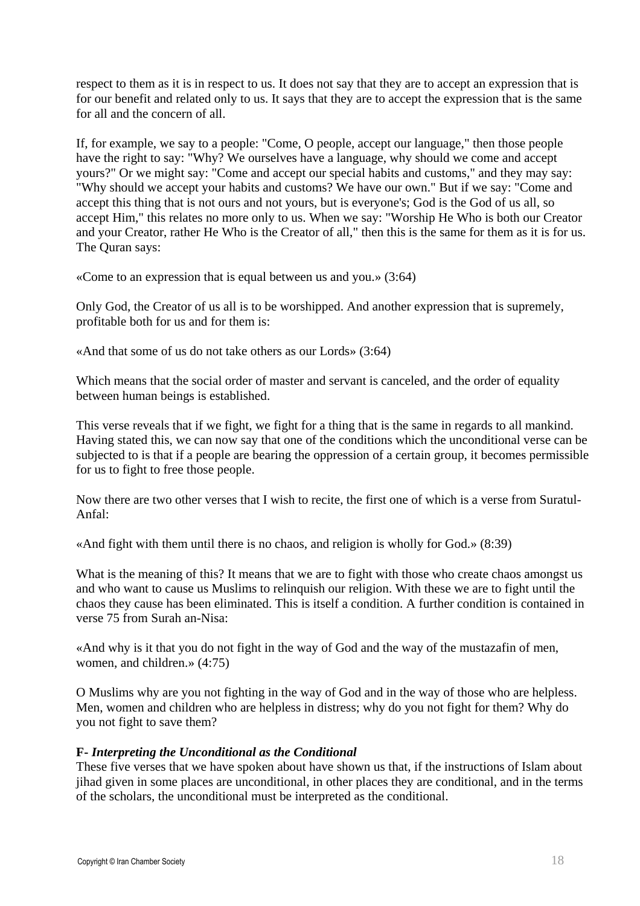respect to them as it is in respect to us. It does not say that they are to accept an expression that is for our benefit and related only to us. It says that they are to accept the expression that is the same for all and the concern of all.

If, for example, we say to a people: "Come, O people, accept our language," then those people have the right to say: "Why? We ourselves have a language, why should we come and accept yours?" Or we might say: "Come and accept our special habits and customs," and they may say: "Why should we accept your habits and customs? We have our own." But if we say: "Come and accept this thing that is not ours and not yours, but is everyone's; God is the God of us all, so accept Him," this relates no more only to us. When we say: "Worship He Who is both our Creator and your Creator, rather He Who is the Creator of all," then this is the same for them as it is for us. The Quran says:

«Come to an expression that is equal between us and you.» (3:64)

Only God, the Creator of us all is to be worshipped. And another expression that is supremely, profitable both for us and for them is:

«And that some of us do not take others as our Lords» (3:64)

Which means that the social order of master and servant is canceled, and the order of equality between human beings is established.

This verse reveals that if we fight, we fight for a thing that is the same in regards to all mankind. Having stated this, we can now say that one of the conditions which the unconditional verse can be subjected to is that if a people are bearing the oppression of a certain group, it becomes permissible for us to fight to free those people.

Now there are two other verses that I wish to recite, the first one of which is a verse from Suratul-Anfal:

«And fight with them until there is no chaos, and religion is wholly for God.» (8:39)

What is the meaning of this? It means that we are to fight with those who create chaos amongst us and who want to cause us Muslims to relinquish our religion. With these we are to fight until the chaos they cause has been eliminated. This is itself a condition. A further condition is contained in verse 75 from Surah an-Nisa:

«And why is it that you do not fight in the way of God and the way of the mustazafin of men, women, and children.» (4:75)

O Muslims why are you not fighting in the way of God and in the way of those who are helpless. Men, women and children who are helpless in distress; why do you not fight for them? Why do you not fight to save them?

**F- *Interpreting the Unconditional as the Conditional***

These five verses that we have spoken about have shown us that, if the instructions of Islam about jihad given in some places are unconditional, in other places they are conditional, and in the terms of the scholars, the unconditional must be interpreted as the conditional.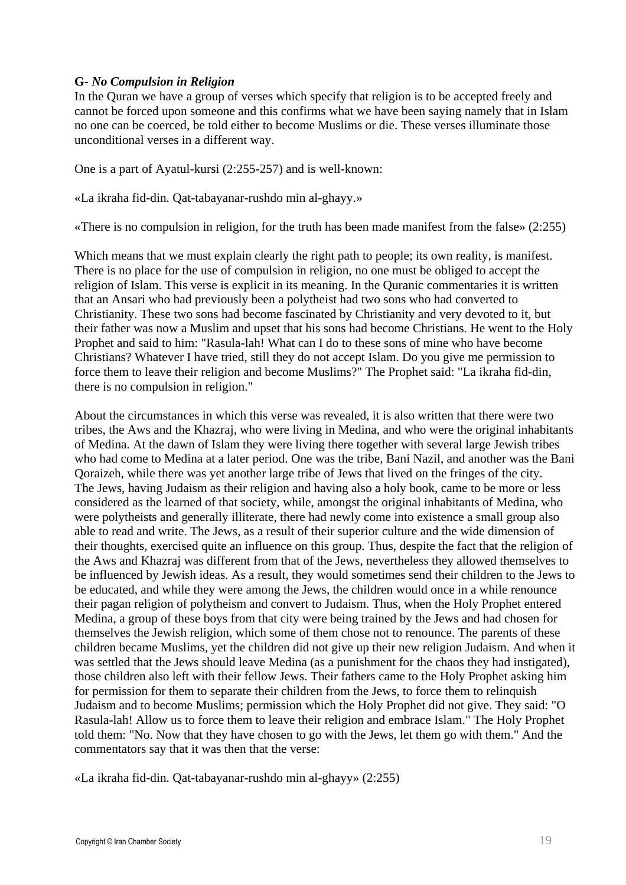**G-** ***No Compulsion in Religion***

In the Quran we have a group of verses which specify that religion is to be accepted freely and cannot be forced upon someone and this confirms what we have been saying namely that in Islam no one can be coerced, be told either to become Muslims or die. These verses illuminate those unconditional verses in a different way.

One is a part of Ayatul-kursi (2:255-257) and is well-known:

«La ikraha fid-din. Qat-tabayanar-rushdo min al-ghayy.»

«There is no compulsion in religion, for the truth has been made manifest from the false» (2:255)

Which means that we must explain clearly the right path to people; its own reality, is manifest. There is no place for the use of compulsion in religion, no one must be obliged to accept the religion of Islam. This verse is explicit in its meaning. In the Quranic commentaries it is written that an Ansari who had previously been a polytheist had two sons who had converted to Christianity. These two sons had become fascinated by Christianity and very devoted to it, but their father was now a Muslim and upset that his sons had become Christians. He went to the Holy Prophet and said to him: "Rasula-lah! What can I do to these sons of mine who have become Christians? Whatever I have tried, still they do not accept Islam. Do you give me permission to force them to leave their religion and become Muslims?" The Prophet said: "La ikraha fid-din, there is no compulsion in religion."

About the circumstances in which this verse was revealed, it is also written that there were two tribes, the Aws and the Khazraj, who were living in Medina, and who were the original inhabitants of Medina. At the dawn of Islam they were living there together with several large Jewish tribes who had come to Medina at a later period. One was the tribe, Bani Nazil, and another was the Bani Qoraizeh, while there was yet another large tribe of Jews that lived on the fringes of the city. The Jews, having Judaism as their religion and having also a holy book, came to be more or less considered as the learned of that society, while, amongst the original inhabitants of Medina, who were polytheists and generally illiterate, there had newly come into existence a small group also able to read and write. The Jews, as a result of their superior culture and the wide dimension of their thoughts, exercised quite an influence on this group. Thus, despite the fact that the religion of the Aws and Khazraj was different from that of the Jews, nevertheless they allowed themselves to be influenced by Jewish ideas. As a result, they would sometimes send their children to the Jews to be educated, and while they were among the Jews, the children would once in a while renounce their pagan religion of polytheism and convert to Judaism. Thus, when the Holy Prophet entered Medina, a group of these boys from that city were being trained by the Jews and had chosen for themselves the Jewish religion, which some of them chose not to renounce. The parents of these children became Muslims, yet the children did not give up their new religion Judaism. And when it was settled that the Jews should leave Medina (as a punishment for the chaos they had instigated), those children also left with their fellow Jews. Their fathers came to the Holy Prophet asking him for permission for them to separate their children from the Jews, to force them to relinquish Judaism and to become Muslims; permission which the Holy Prophet did not give. They said: "O Rasula-lah! Allow us to force them to leave their religion and embrace Islam." The Holy Prophet told them: "No. Now that they have chosen to go with the Jews, let them go with them." And the commentators say that it was then that the verse:

«La ikraha fid-din. Qat-tabayanar-rushdo min al-ghayy» (2:255)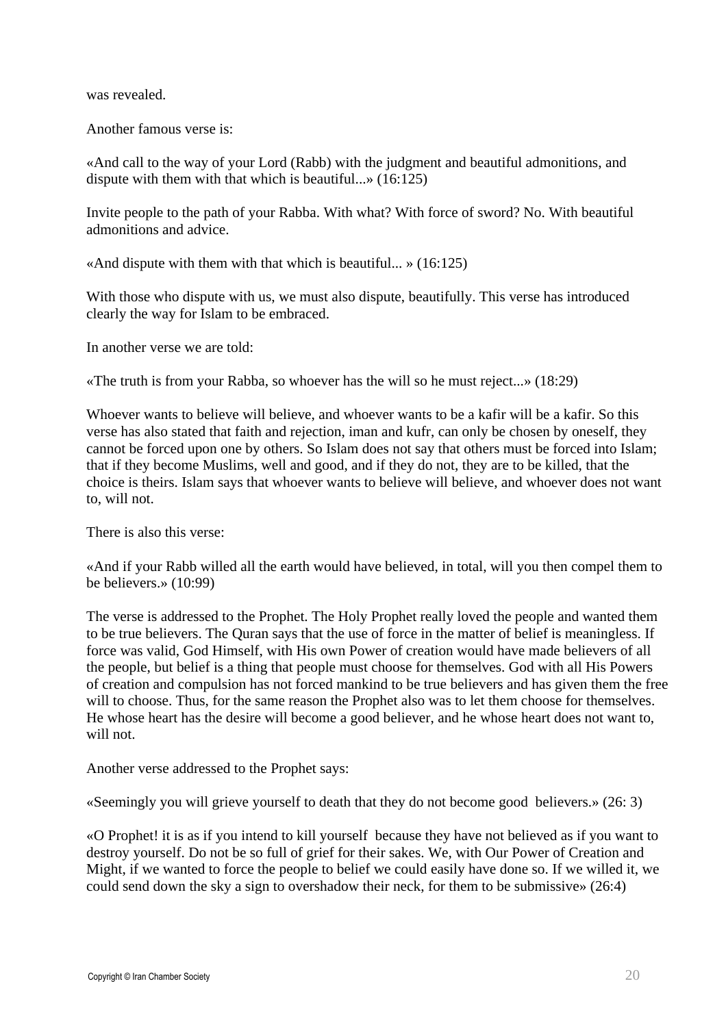was revealed.

Another famous verse is:

«And call to the way of your Lord (Rabb) with the judgment and beautiful admonitions, and dispute with them with that which is beautiful...» (16:125)

Invite people to the path of your Rabba. With what? With force of sword? No. With beautiful admonitions and advice.

«And dispute with them with that which is beautiful... » (16:125)

With those who dispute with us, we must also dispute, beautifully. This verse has introduced clearly the way for Islam to be embraced.

In another verse we are told:

«The truth is from your Rabba, so whoever has the will so he must reject...» (18:29)

Whoever wants to believe will believe, and whoever wants to be a kafir will be a kafir. So this verse has also stated that faith and rejection, iman and kufr, can only be chosen by oneself, they cannot be forced upon one by others. So Islam does not say that others must be forced into Islam; that if they become Muslims, well and good, and if they do not, they are to be killed, that the choice is theirs. Islam says that whoever wants to believe will believe, and whoever does not want to, will not.

There is also this verse:

«And if your Rabb willed all the earth would have believed, in total, will you then compel them to be believers.» (10:99)

The verse is addressed to the Prophet. The Holy Prophet really loved the people and wanted them to be true believers. The Quran says that the use of force in the matter of belief is meaningless. If force was valid, God Himself, with His own Power of creation would have made believers of all the people, but belief is a thing that people must choose for themselves. God with all His Powers of creation and compulsion has not forced mankind to be true believers and has given them the free will to choose. Thus, for the same reason the Prophet also was to let them choose for themselves. He whose heart has the desire will become a good believer, and he whose heart does not want to, will not.

Another verse addressed to the Prophet says:

«Seemingly you will grieve yourself to death that they do not become good believers.» (26: 3)

«O Prophet! it is as if you intend to kill yourself because they have not believed as if you want to destroy yourself. Do not be so full of grief for their sakes. We, with Our Power of Creation and Might, if we wanted to force the people to belief we could easily have done so. If we willed it, we could send down the sky a sign to overshadow their neck, for them to be submissive» (26:4)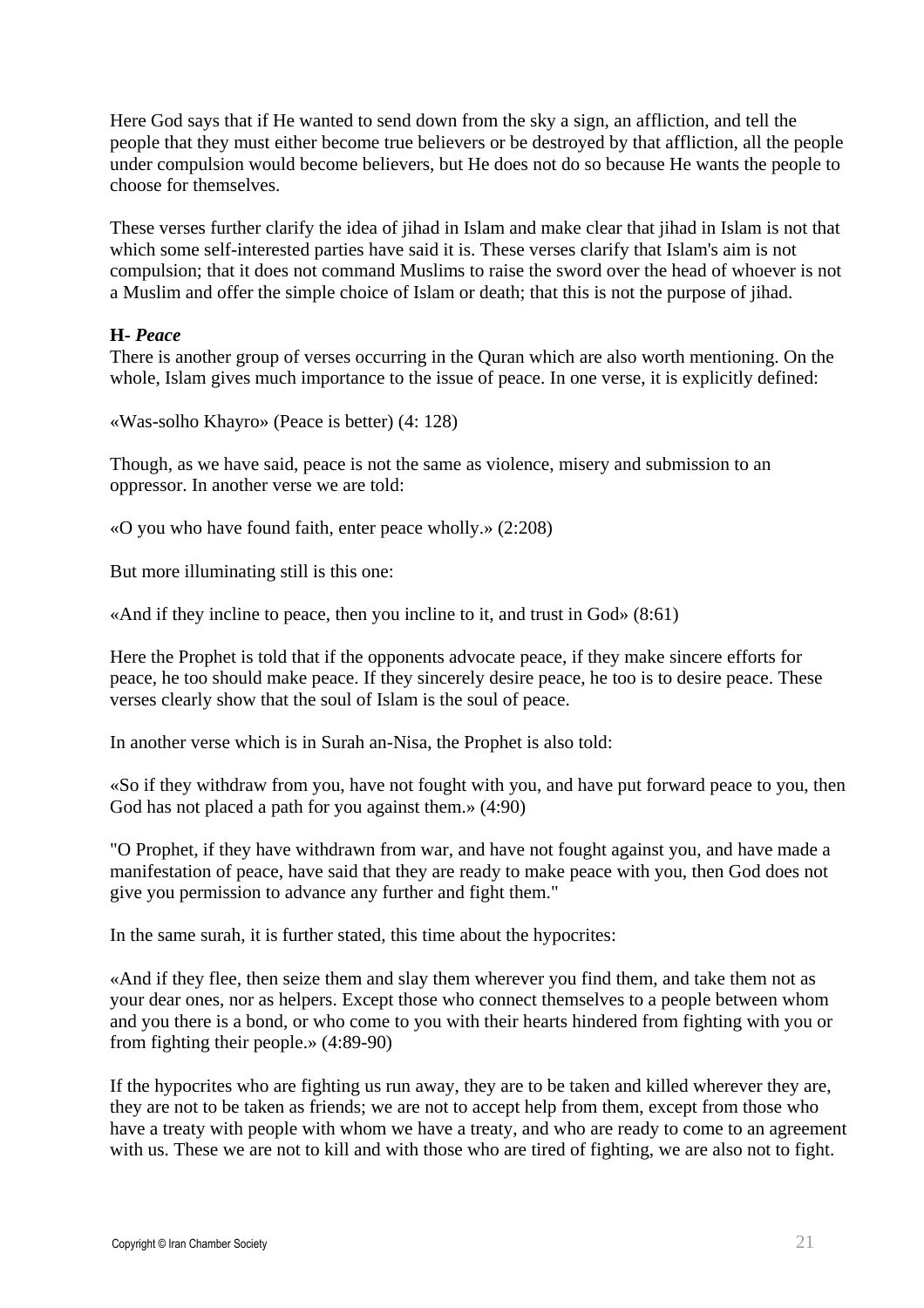Here God says that if He wanted to send down from the sky a sign, an affliction, and tell the people that they must either become true believers or be destroyed by that affliction, all the people under compulsion would become believers, but He does not do so because He wants the people to choose for themselves.

These verses further clarify the idea of jihad in Islam and make clear that jihad in Islam is not that which some self-interested parties have said it is. These verses clarify that Islam's aim is not compulsion; that it does not command Muslims to raise the sword over the head of whoever is not a Muslim and offer the simple choice of Islam or death; that this is not the purpose of jihad.

**H- *Peace***

There is another group of verses occurring in the Quran which are also worth mentioning. On the whole, Islam gives much importance to the issue of peace. In one verse, it is explicitly defined:

«Was-solho Khayro» (Peace is better) (4: 128)

Though, as we have said, peace is not the same as violence, misery and submission to an oppressor. In another verse we are told:

«O you who have found faith, enter peace wholly.» (2:208)

But more illuminating still is this one:

«And if they incline to peace, then you incline to it, and trust in God» (8:61)

Here the Prophet is told that if the opponents advocate peace, if they make sincere efforts for peace, he too should make peace. If they sincerely desire peace, he too is to desire peace. These verses clearly show that the soul of Islam is the soul of peace.

In another verse which is in Surah an-Nisa, the Prophet is also told:

«So if they withdraw from you, have not fought with you, and have put forward peace to you, then God has not placed a path for you against them.» (4:90)

"O Prophet, if they have withdrawn from war, and have not fought against you, and have made a manifestation of peace, have said that they are ready to make peace with you, then God does not give you permission to advance any further and fight them."

In the same surah, it is further stated, this time about the hypocrites:

«And if they flee, then seize them and slay them wherever you find them, and take them not as your dear ones, nor as helpers. Except those who connect themselves to a people between whom and you there is a bond, or who come to you with their hearts hindered from fighting with you or from fighting their people.» (4:89-90)

If the hypocrites who are fighting us run away, they are to be taken and killed wherever they are, they are not to be taken as friends; we are not to accept help from them, except from those who have a treaty with people with whom we have a treaty, and who are ready to come to an agreement with us. These we are not to kill and with those who are tired of fighting, we are also not to fight.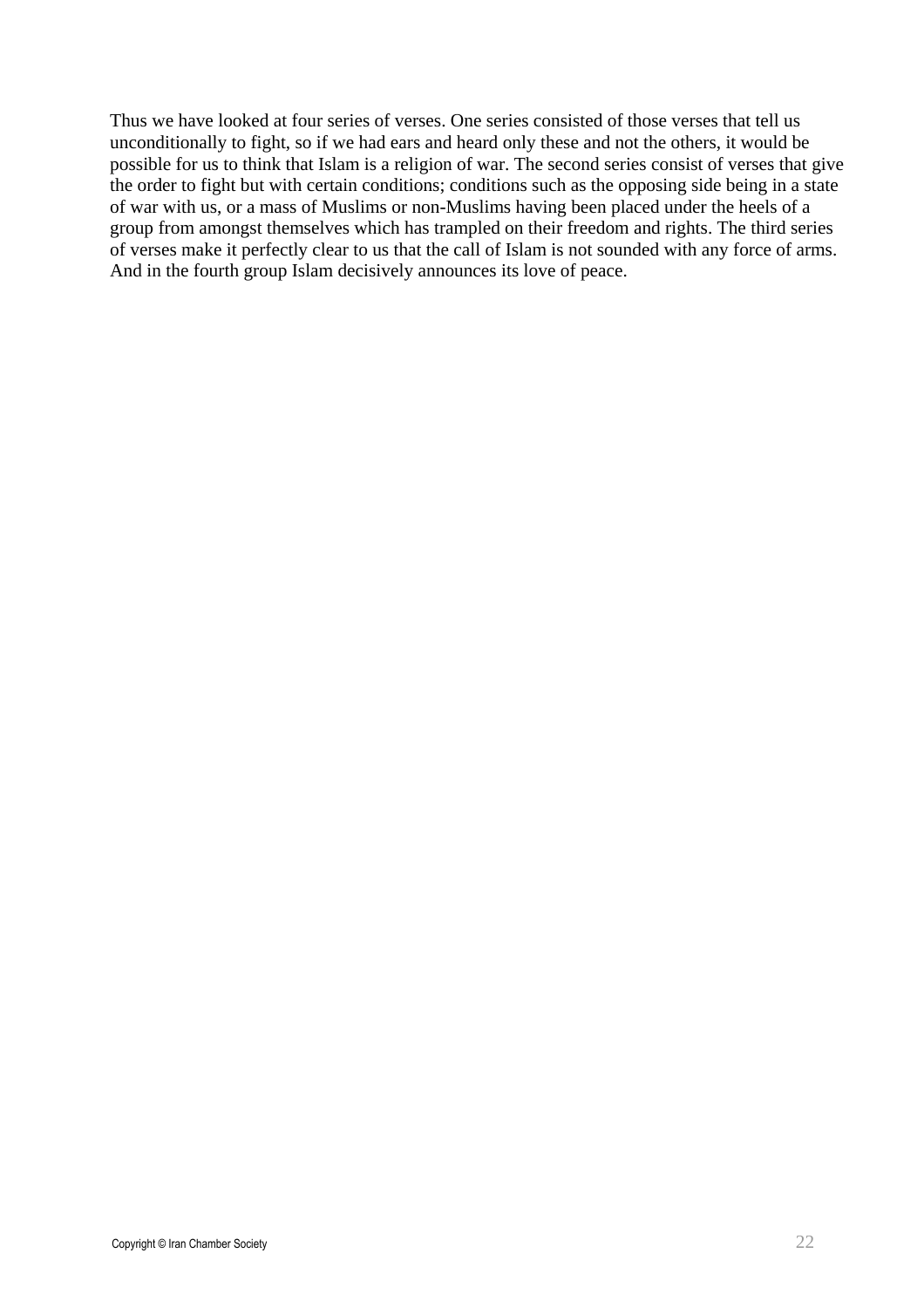Thus we have looked at four series of verses. One series consisted of those verses that tell us unconditionally to fight, so if we had ears and heard only these and not the others, it would be possible for us to think that Islam is a religion of war. The second series consist of verses that give the order to fight but with certain conditions; conditions such as the opposing side being in a state of war with us, or a mass of Muslims or non-Muslims having been placed under the heels of a group from amongst themselves which has trampled on their freedom and rights. The third series of verses make it perfectly clear to us that the call of Islam is not sounded with any force of arms. And in the fourth group Islam decisively announces its love of peace.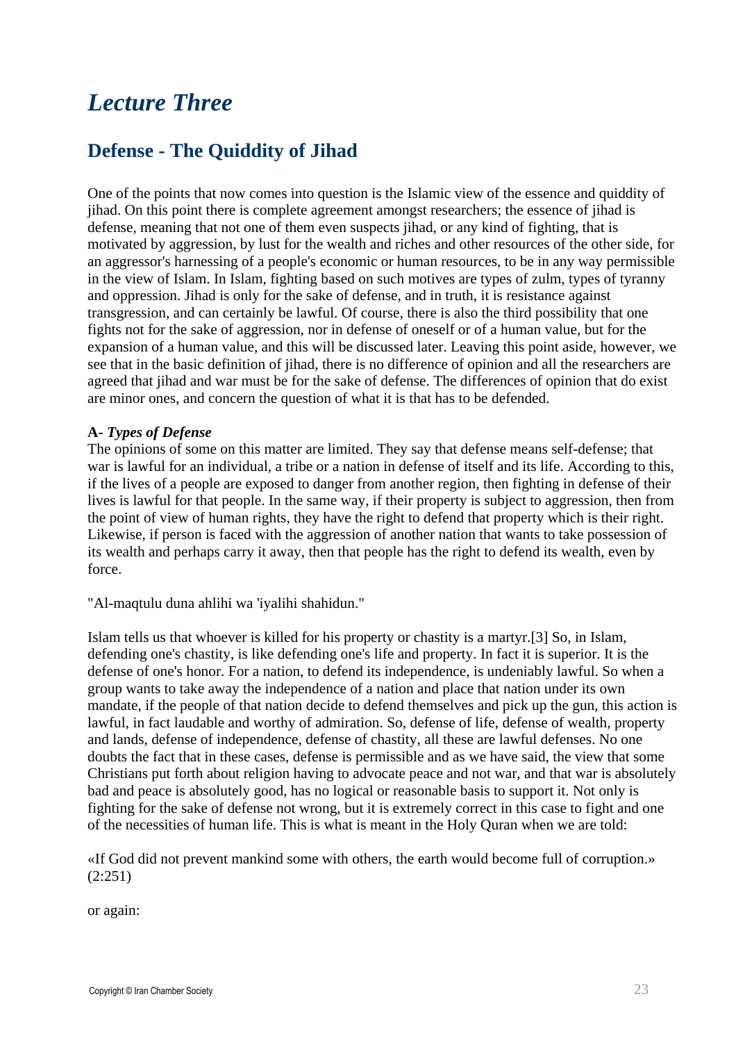# *Lecture Three*

## Defense - The Quiddity of Jihad

One of the points that now comes into question is the Islamic view of the essence and quiddity of jihad. On this point there is complete agreement amongst researchers; the essence of jihad is defense, meaning that not one of them even suspects jihad, or any kind of fighting, that is motivated by aggression, by lust for the wealth and riches and other resources of the other side, for an aggressor's harnessing of a people's economic or human resources, to be in any way permissible in the view of Islam. In Islam, fighting based on such motives are types of zulm, types of tyranny and oppression. Jihad is only for the sake of defense, and in truth, it is resistance against transgression, and can certainly be lawful. Of course, there is also the third possibility that one fights not for the sake of aggression, nor in defense of oneself or of a human value, but for the expansion of a human value, and this will be discussed later. Leaving this point aside, however, we see that in the basic definition of jihad, there is no difference of opinion and all the researchers are agreed that jihad and war must be for the sake of defense. The differences of opinion that do exist are minor ones, and concern the question of what it is that has to be defended.

**A- *Types of Defense***
The opinions of some on this matter are limited. They say that defense means self-defense; that war is lawful for an individual, a tribe or a nation in defense of itself and its life. According to this, if the lives of a people are exposed to danger from another region, then fighting in defense of their lives is lawful for that people. In the same way, if their property is subject to aggression, then from the point of view of human rights, they have the right to defend that property which is their right. Likewise, if person is faced with the aggression of another nation that wants to take possession of its wealth and perhaps carry it away, then that people has the right to defend its wealth, even by force.

"Al-maqtulu duna ahlihi wa 'iyalihi shahidun."

Islam tells us that whoever is killed for his property or chastity is a martyr.[3] So, in Islam, defending one's chastity, is like defending one's life and property. In fact it is superior. It is the defense of one's honor. For a nation, to defend its independence, is undeniably lawful. So when a group wants to take away the independence of a nation and place that nation under its own mandate, if the people of that nation decide to defend themselves and pick up the gun, this action is lawful, in fact laudable and worthy of admiration. So, defense of life, defense of wealth, property and lands, defense of independence, defense of chastity, all these are lawful defenses. No one doubts the fact that in these cases, defense is permissible and as we have said, the view that some Christians put forth about religion having to advocate peace and not war, and that war is absolutely bad and peace is absolutely good, has no logical or reasonable basis to support it. Not only is fighting for the sake of defense not wrong, but it is extremely correct in this case to fight and one of the necessities of human life. This is what is meant in the Holy Quran when we are told:

«If God did not prevent mankind some with others, the earth would become full of corruption.» (2:251)

or again: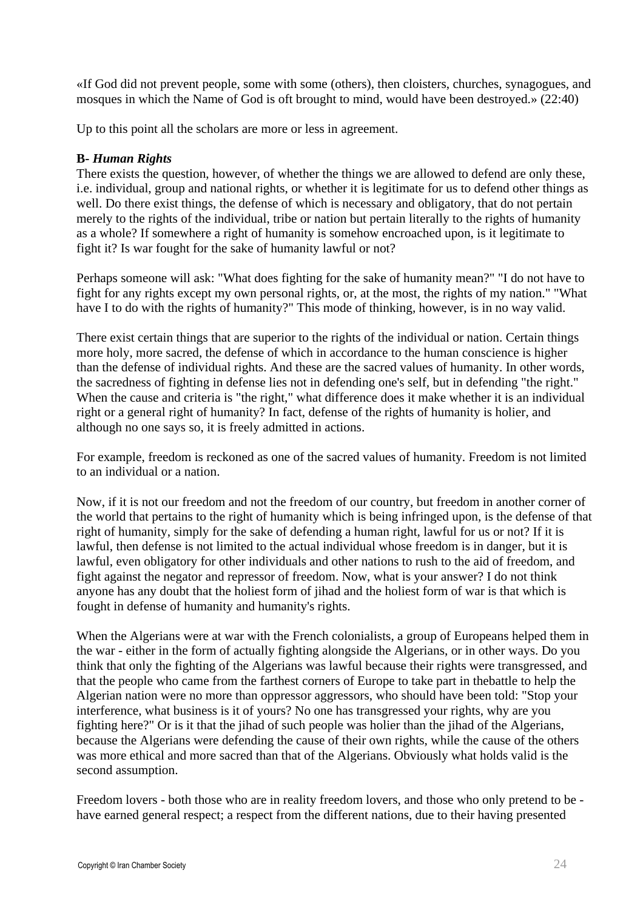«If God did not prevent people, some with some (others), then cloisters, churches, synagogues, and mosques in which the Name of God is oft brought to mind, would have been destroyed.» (22:40)

Up to this point all the scholars are more or less in agreement.

**B- *Human Rights***

There exists the question, however, of whether the things we are allowed to defend are only these, i.e. individual, group and national rights, or whether it is legitimate for us to defend other things as well. Do there exist things, the defense of which is necessary and obligatory, that do not pertain merely to the rights of the individual, tribe or nation but pertain literally to the rights of humanity as a whole? If somewhere a right of humanity is somehow encroached upon, is it legitimate to fight it? Is war fought for the sake of humanity lawful or not?

Perhaps someone will ask: "What does fighting for the sake of humanity mean?" "I do not have to fight for any rights except my own personal rights, or, at the most, the rights of my nation." "What have I to do with the rights of humanity?" This mode of thinking, however, is in no way valid.

There exist certain things that are superior to the rights of the individual or nation. Certain things more holy, more sacred, the defense of which in accordance to the human conscience is higher than the defense of individual rights. And these are the sacred values of humanity. In other words, the sacredness of fighting in defense lies not in defending one's self, but in defending "the right." When the cause and criteria is "the right," what difference does it make whether it is an individual right or a general right of humanity? In fact, defense of the rights of humanity is holier, and although no one says so, it is freely admitted in actions.

For example, freedom is reckoned as one of the sacred values of humanity. Freedom is not limited to an individual or a nation.

Now, if it is not our freedom and not the freedom of our country, but freedom in another corner of the world that pertains to the right of humanity which is being infringed upon, is the defense of that right of humanity, simply for the sake of defending a human right, lawful for us or not? If it is lawful, then defense is not limited to the actual individual whose freedom is in danger, but it is lawful, even obligatory for other individuals and other nations to rush to the aid of freedom, and fight against the negator and repressor of freedom. Now, what is your answer? I do not think anyone has any doubt that the holiest form of jihad and the holiest form of war is that which is fought in defense of humanity and humanity's rights.

When the Algerians were at war with the French colonialists, a group of Europeans helped them in the war - either in the form of actually fighting alongside the Algerians, or in other ways. Do you think that only the fighting of the Algerians was lawful because their rights were transgressed, and that the people who came from the farthest corners of Europe to take part in thebattle to help the Algerian nation were no more than oppressor aggressors, who should have been told: "Stop your interference, what business is it of yours? No one has transgressed your rights, why are you fighting here?" Or is it that the jihad of such people was holier than the jihad of the Algerians, because the Algerians were defending the cause of their own rights, while the cause of the others was more ethical and more sacred than that of the Algerians. Obviously what holds valid is the second assumption.

Freedom lovers - both those who are in reality freedom lovers, and those who only pretend to be - have earned general respect; a respect from the different nations, due to their having presented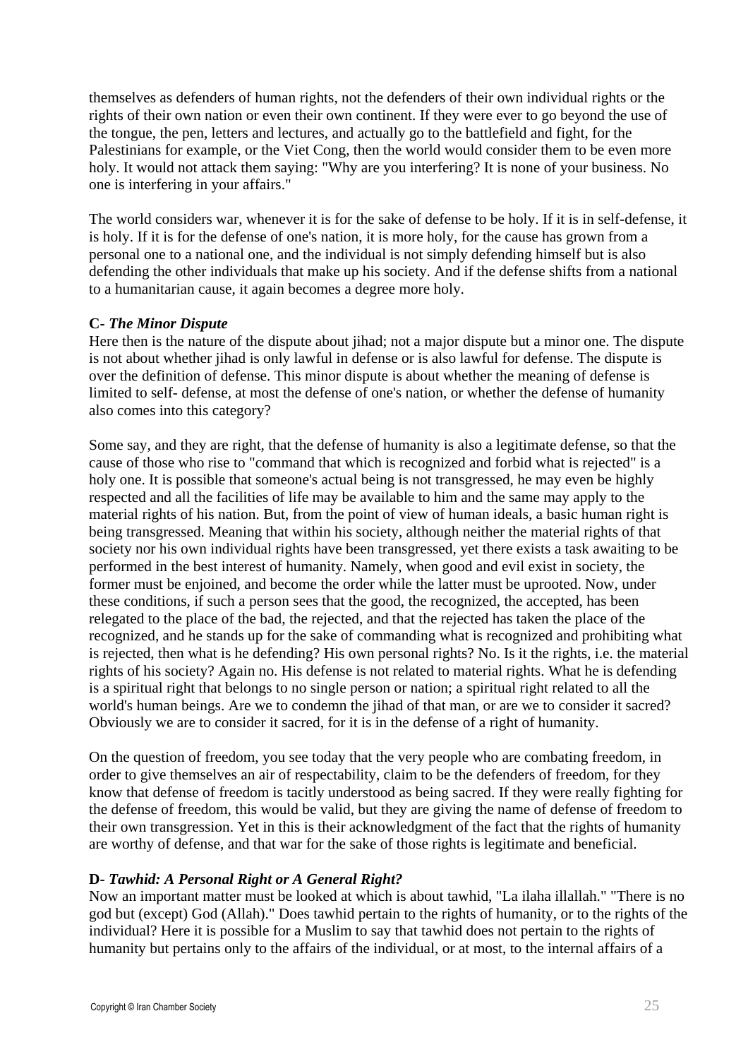themselves as defenders of human rights, not the defenders of their own individual rights or the rights of their own nation or even their own continent. If they were ever to go beyond the use of the tongue, the pen, letters and lectures, and actually go to the battlefield and fight, for the Palestinians for example, or the Viet Cong, then the world would consider them to be even more holy. It would not attack them saying: "Why are you interfering? It is none of your business. No one is interfering in your affairs."

The world considers war, whenever it is for the sake of defense to be holy. If it is in self-defense, it is holy. If it is for the defense of one's nation, it is more holy, for the cause has grown from a personal one to a national one, and the individual is not simply defending himself but is also defending the other individuals that make up his society. And if the defense shifts from a national to a humanitarian cause, it again becomes a degree more holy.

**C- *The Minor Dispute***

Here then is the nature of the dispute about jihad; not a major dispute but a minor one. The dispute is not about whether jihad is only lawful in defense or is also lawful for defense. The dispute is over the definition of defense. This minor dispute is about whether the meaning of defense is limited to self- defense, at most the defense of one's nation, or whether the defense of humanity also comes into this category?

Some say, and they are right, that the defense of humanity is also a legitimate defense, so that the cause of those who rise to "command that which is recognized and forbid what is rejected" is a holy one. It is possible that someone's actual being is not transgressed, he may even be highly respected and all the facilities of life may be available to him and the same may apply to the material rights of his nation. But, from the point of view of human ideals, a basic human right is being transgressed. Meaning that within his society, although neither the material rights of that society nor his own individual rights have been transgressed, yet there exists a task awaiting to be performed in the best interest of humanity. Namely, when good and evil exist in society, the former must be enjoined, and become the order while the latter must be uprooted. Now, under these conditions, if such a person sees that the good, the recognized, the accepted, has been relegated to the place of the bad, the rejected, and that the rejected has taken the place of the recognized, and he stands up for the sake of commanding what is recognized and prohibiting what is rejected, then what is he defending? His own personal rights? No. Is it the rights, i.e. the material rights of his society? Again no. His defense is not related to material rights. What he is defending is a spiritual right that belongs to no single person or nation; a spiritual right related to all the world's human beings. Are we to condemn the jihad of that man, or are we to consider it sacred? Obviously we are to consider it sacred, for it is in the defense of a right of humanity.

On the question of freedom, you see today that the very people who are combating freedom, in order to give themselves an air of respectability, claim to be the defenders of freedom, for they know that defense of freedom is tacitly understood as being sacred. If they were really fighting for the defense of freedom, this would be valid, but they are giving the name of defense of freedom to their own transgression. Yet in this is their acknowledgment of the fact that the rights of humanity are worthy of defense, and that war for the sake of those rights is legitimate and beneficial.

**D- *Tawhid: A Personal Right or A General Right?***

Now an important matter must be looked at which is about tawhid, "La ilaha illallah." "There is no god but (except) God (Allah)." Does tawhid pertain to the rights of humanity, or to the rights of the individual? Here it is possible for a Muslim to say that tawhid does not pertain to the rights of humanity but pertains only to the affairs of the individual, or at most, to the internal affairs of a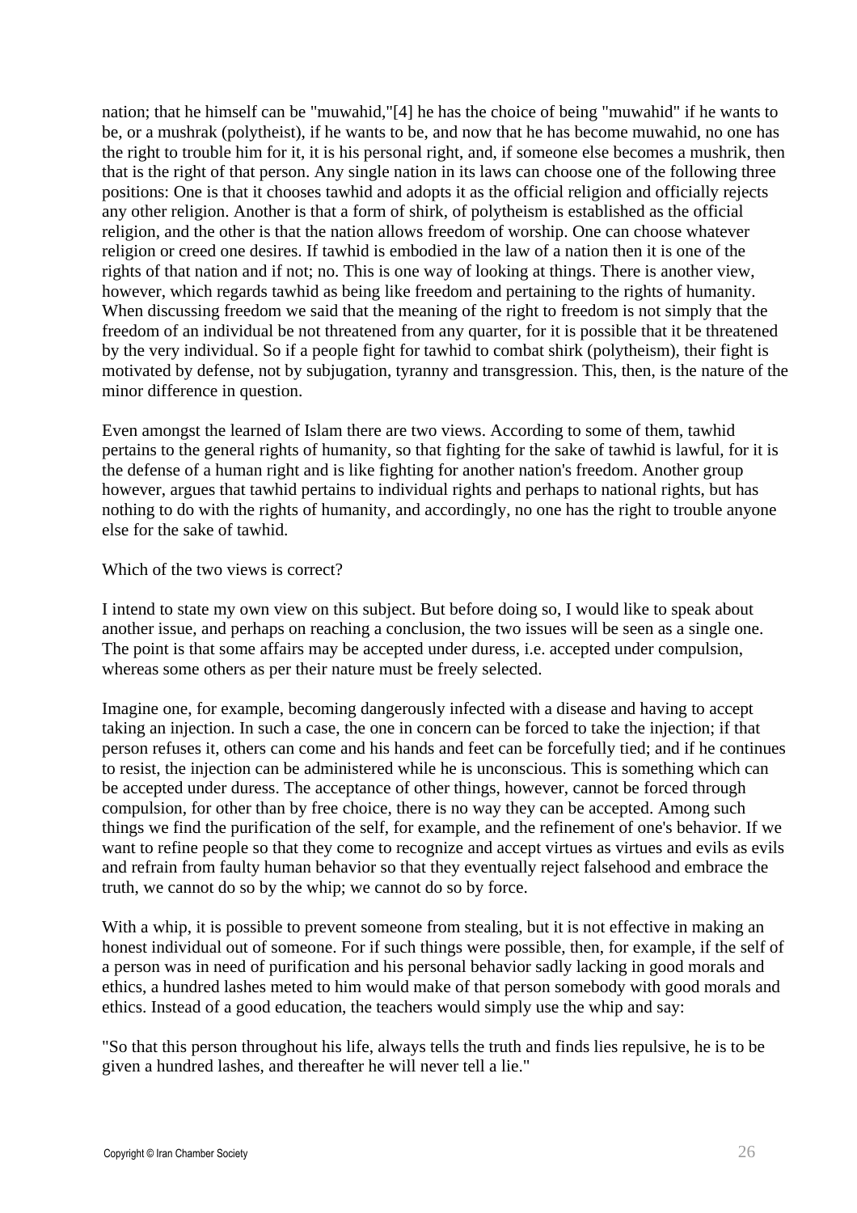nation; that he himself can be "muwahid,"[4] he has the choice of being "muwahid" if he wants to be, or a mushrak (polytheist), if he wants to be, and now that he has become muwahid, no one has the right to trouble him for it, it is his personal right, and, if someone else becomes a mushrik, then that is the right of that person. Any single nation in its laws can choose one of the following three positions: One is that it chooses tawhid and adopts it as the official religion and officially rejects any other religion. Another is that a form of shirk, of polytheism is established as the official religion, and the other is that the nation allows freedom of worship. One can choose whatever religion or creed one desires. If tawhid is embodied in the law of a nation then it is one of the rights of that nation and if not; no. This is one way of looking at things. There is another view, however, which regards tawhid as being like freedom and pertaining to the rights of humanity. When discussing freedom we said that the meaning of the right to freedom is not simply that the freedom of an individual be not threatened from any quarter, for it is possible that it be threatened by the very individual. So if a people fight for tawhid to combat shirk (polytheism), their fight is motivated by defense, not by subjugation, tyranny and transgression. This, then, is the nature of the minor difference in question.

Even amongst the learned of Islam there are two views. According to some of them, tawhid pertains to the general rights of humanity, so that fighting for the sake of tawhid is lawful, for it is the defense of a human right and is like fighting for another nation's freedom. Another group however, argues that tawhid pertains to individual rights and perhaps to national rights, but has nothing to do with the rights of humanity, and accordingly, no one has the right to trouble anyone else for the sake of tawhid.

Which of the two views is correct?

I intend to state my own view on this subject. But before doing so, I would like to speak about another issue, and perhaps on reaching a conclusion, the two issues will be seen as a single one. The point is that some affairs may be accepted under duress, i.e. accepted under compulsion, whereas some others as per their nature must be freely selected.

Imagine one, for example, becoming dangerously infected with a disease and having to accept taking an injection. In such a case, the one in concern can be forced to take the injection; if that person refuses it, others can come and his hands and feet can be forcefully tied; and if he continues to resist, the injection can be administered while he is unconscious. This is something which can be accepted under duress. The acceptance of other things, however, cannot be forced through compulsion, for other than by free choice, there is no way they can be accepted. Among such things we find the purification of the self, for example, and the refinement of one's behavior. If we want to refine people so that they come to recognize and accept virtues as virtues and evils as evils and refrain from faulty human behavior so that they eventually reject falsehood and embrace the truth, we cannot do so by the whip; we cannot do so by force.

With a whip, it is possible to prevent someone from stealing, but it is not effective in making an honest individual out of someone. For if such things were possible, then, for example, if the self of a person was in need of purification and his personal behavior sadly lacking in good morals and ethics, a hundred lashes meted to him would make of that person somebody with good morals and ethics. Instead of a good education, the teachers would simply use the whip and say:

"So that this person throughout his life, always tells the truth and finds lies repulsive, he is to be given a hundred lashes, and thereafter he will never tell a lie."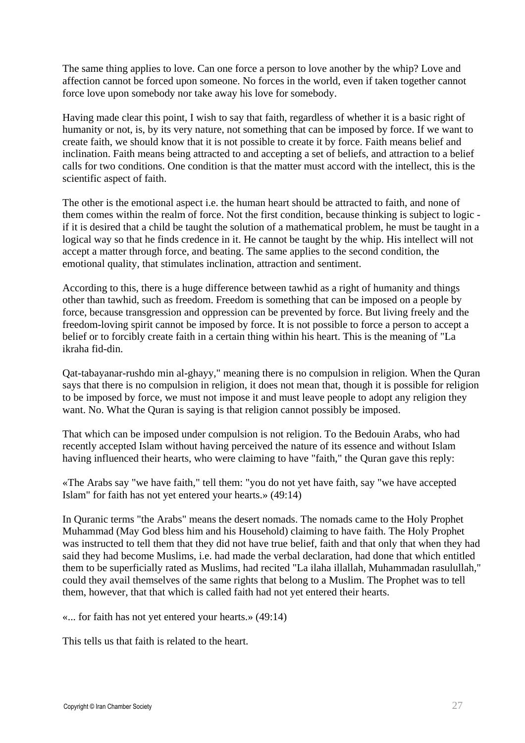The same thing applies to love. Can one force a person to love another by the whip? Love and affection cannot be forced upon someone. No forces in the world, even if taken together cannot force love upon somebody nor take away his love for somebody.

Having made clear this point, I wish to say that faith, regardless of whether it is a basic right of humanity or not, is, by its very nature, not something that can be imposed by force. If we want to create faith, we should know that it is not possible to create it by force. Faith means belief and inclination. Faith means being attracted to and accepting a set of beliefs, and attraction to a belief calls for two conditions. One condition is that the matter must accord with the intellect, this is the scientific aspect of faith.

The other is the emotional aspect i.e. the human heart should be attracted to faith, and none of them comes within the realm of force. Not the first condition, because thinking is subject to logic - if it is desired that a child be taught the solution of a mathematical problem, he must be taught in a logical way so that he finds credence in it. He cannot be taught by the whip. His intellect will not accept a matter through force, and beating. The same applies to the second condition, the emotional quality, that stimulates inclination, attraction and sentiment.

According to this, there is a huge difference between tawhid as a right of humanity and things other than tawhid, such as freedom. Freedom is something that can be imposed on a people by force, because transgression and oppression can be prevented by force. But living freely and the freedom-loving spirit cannot be imposed by force. It is not possible to force a person to accept a belief or to forcibly create faith in a certain thing within his heart. This is the meaning of "La ikraha fid-din.

Qat-tabayanar-rushdo min al-ghayy," meaning there is no compulsion in religion. When the Quran says that there is no compulsion in religion, it does not mean that, though it is possible for religion to be imposed by force, we must not impose it and must leave people to adopt any religion they want. No. What the Quran is saying is that religion cannot possibly be imposed.

That which can be imposed under compulsion is not religion. To the Bedouin Arabs, who had recently accepted Islam without having perceived the nature of its essence and without Islam having influenced their hearts, who were claiming to have "faith," the Quran gave this reply:

«The Arabs say "we have faith," tell them: "you do not yet have faith, say "we have accepted Islam" for faith has not yet entered your hearts.» (49:14)

In Quranic terms "the Arabs" means the desert nomads. The nomads came to the Holy Prophet Muhammad (May God bless him and his Household) claiming to have faith. The Holy Prophet was instructed to tell them that they did not have true belief, faith and that only that when they had said they had become Muslims, i.e. had made the verbal declaration, had done that which entitled them to be superficially rated as Muslims, had recited "La ilaha illallah, Muhammadan rasulullah," could they avail themselves of the same rights that belong to a Muslim. The Prophet was to tell them, however, that that which is called faith had not yet entered their hearts.

«... for faith has not yet entered your hearts.» (49:14)

This tells us that faith is related to the heart.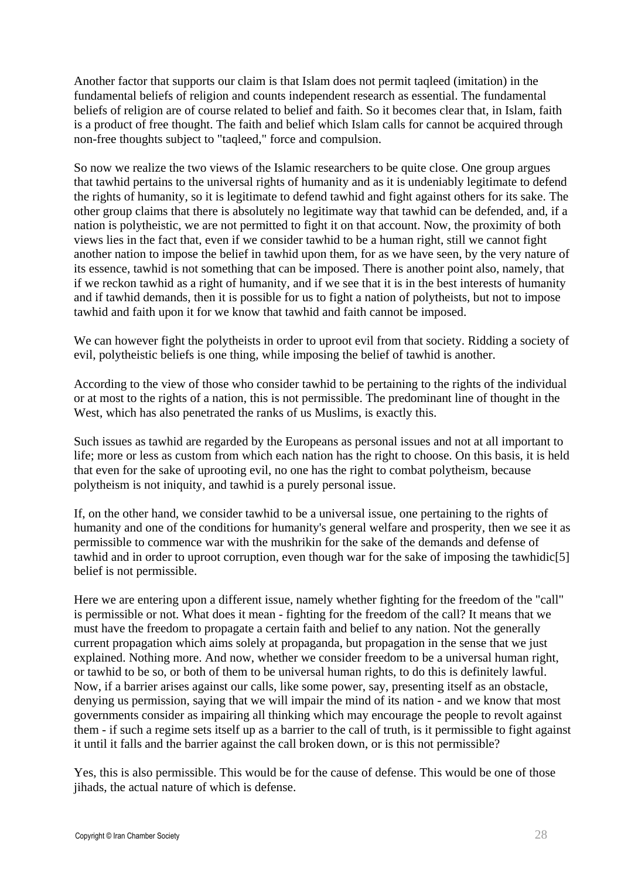Another factor that supports our claim is that Islam does not permit taqleed (imitation) in the fundamental beliefs of religion and counts independent research as essential. The fundamental beliefs of religion are of course related to belief and faith. So it becomes clear that, in Islam, faith is a product of free thought. The faith and belief which Islam calls for cannot be acquired through non-free thoughts subject to "taqleed," force and compulsion.

So now we realize the two views of the Islamic researchers to be quite close. One group argues that tawhid pertains to the universal rights of humanity and as it is undeniably legitimate to defend the rights of humanity, so it is legitimate to defend tawhid and fight against others for its sake. The other group claims that there is absolutely no legitimate way that tawhid can be defended, and, if a nation is polytheistic, we are not permitted to fight it on that account. Now, the proximity of both views lies in the fact that, even if we consider tawhid to be a human right, still we cannot fight another nation to impose the belief in tawhid upon them, for as we have seen, by the very nature of its essence, tawhid is not something that can be imposed. There is another point also, namely, that if we reckon tawhid as a right of humanity, and if we see that it is in the best interests of humanity and if tawhid demands, then it is possible for us to fight a nation of polytheists, but not to impose tawhid and faith upon it for we know that tawhid and faith cannot be imposed.

We can however fight the polytheists in order to uproot evil from that society. Ridding a society of evil, polytheistic beliefs is one thing, while imposing the belief of tawhid is another.

According to the view of those who consider tawhid to be pertaining to the rights of the individual or at most to the rights of a nation, this is not permissible. The predominant line of thought in the West, which has also penetrated the ranks of us Muslims, is exactly this.

Such issues as tawhid are regarded by the Europeans as personal issues and not at all important to life; more or less as custom from which each nation has the right to choose. On this basis, it is held that even for the sake of uprooting evil, no one has the right to combat polytheism, because polytheism is not iniquity, and tawhid is a purely personal issue.

If, on the other hand, we consider tawhid to be a universal issue, one pertaining to the rights of humanity and one of the conditions for humanity's general welfare and prosperity, then we see it as permissible to commence war with the mushrikin for the sake of the demands and defense of tawhid and in order to uproot corruption, even though war for the sake of imposing the tawhidic[5] belief is not permissible.

Here we are entering upon a different issue, namely whether fighting for the freedom of the "call" is permissible or not. What does it mean - fighting for the freedom of the call? It means that we must have the freedom to propagate a certain faith and belief to any nation. Not the generally current propagation which aims solely at propaganda, but propagation in the sense that we just explained. Nothing more. And now, whether we consider freedom to be a universal human right, or tawhid to be so, or both of them to be universal human rights, to do this is definitely lawful. Now, if a barrier arises against our calls, like some power, say, presenting itself as an obstacle, denying us permission, saying that we will impair the mind of its nation - and we know that most governments consider as impairing all thinking which may encourage the people to revolt against them - if such a regime sets itself up as a barrier to the call of truth, is it permissible to fight against it until it falls and the barrier against the call broken down, or is this not permissible?

Yes, this is also permissible. This would be for the cause of defense. This would be one of those jihads, the actual nature of which is defense.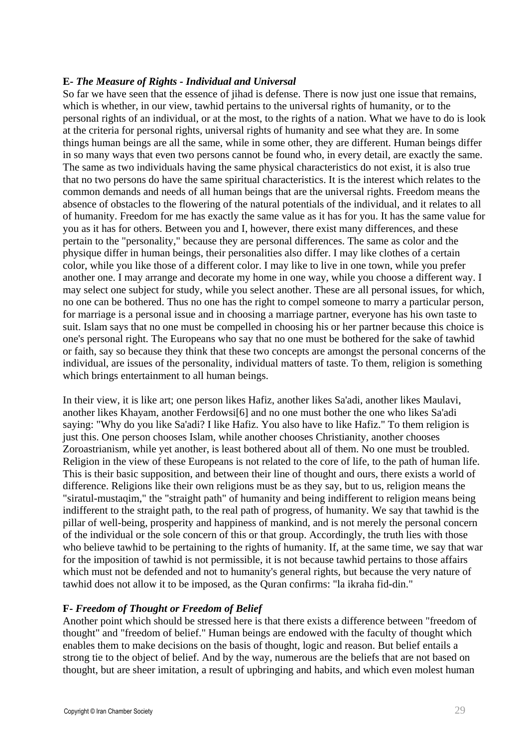### E- *The Measure of Rights - Individual and Universal*

So far we have seen that the essence of jihad is defense. There is now just one issue that remains, which is whether, in our view, tawhid pertains to the universal rights of humanity, or to the personal rights of an individual, or at the most, to the rights of a nation. What we have to do is look at the criteria for personal rights, universal rights of humanity and see what they are. In some things human beings are all the same, while in some other, they are different. Human beings differ in so many ways that even two persons cannot be found who, in every detail, are exactly the same. The same as two individuals having the same physical characteristics do not exist, it is also true that no two persons do have the same spiritual characteristics. It is the interest which relates to the common demands and needs of all human beings that are the universal rights. Freedom means the absence of obstacles to the flowering of the natural potentials of the individual, and it relates to all of humanity. Freedom for me has exactly the same value as it has for you. It has the same value for you as it has for others. Between you and I, however, there exist many differences, and these pertain to the "personality," because they are personal differences. The same as color and the physique differ in human beings, their personalities also differ. I may like clothes of a certain color, while you like those of a different color. I may like to live in one town, while you prefer another one. I may arrange and decorate my home in one way, while you choose a different way. I may select one subject for study, while you select another. These are all personal issues, for which, no one can be bothered. Thus no one has the right to compel someone to marry a particular person, for marriage is a personal issue and in choosing a marriage partner, everyone has his own taste to suit. Islam says that no one must be compelled in choosing his or her partner because this choice is one's personal right. The Europeans who say that no one must be bothered for the sake of tawhid or faith, say so because they think that these two concepts are amongst the personal concerns of the individual, are issues of the personality, individual matters of taste. To them, religion is something which brings entertainment to all human beings.

In their view, it is like art; one person likes Hafiz, another likes Sa'adi, another likes Maulavi, another likes Khayam, another Ferdowsi[6] and no one must bother the one who likes Sa'adi saying: "Why do you like Sa'adi? I like Hafiz. You also have to like Hafiz." To them religion is just this. One person chooses Islam, while another chooses Christianity, another chooses Zoroastrianism, while yet another, is least bothered about all of them. No one must be troubled. Religion in the view of these Europeans is not related to the core of life, to the path of human life. This is their basic supposition, and between their line of thought and ours, there exists a world of difference. Religions like their own religions must be as they say, but to us, religion means the "siratul-mustaqim," the "straight path" of humanity and being indifferent to religion means being indifferent to the straight path, to the real path of progress, of humanity. We say that tawhid is the pillar of well-being, prosperity and happiness of mankind, and is not merely the personal concern of the individual or the sole concern of this or that group. Accordingly, the truth lies with those who believe tawhid to be pertaining to the rights of humanity. If, at the same time, we say that war for the imposition of tawhid is not permissible, it is not because tawhid pertains to those affairs which must not be defended and not to humanity's general rights, but because the very nature of tawhid does not allow it to be imposed, as the Quran confirms: "la ikraha fid-din."

### F- *Freedom of Thought or Freedom of Belief*

Another point which should be stressed here is that there exists a difference between "freedom of thought" and "freedom of belief." Human beings are endowed with the faculty of thought which enables them to make decisions on the basis of thought, logic and reason. But belief entails a strong tie to the object of belief. And by the way, numerous are the beliefs that are not based on thought, but are sheer imitation, a result of upbringing and habits, and which even molest human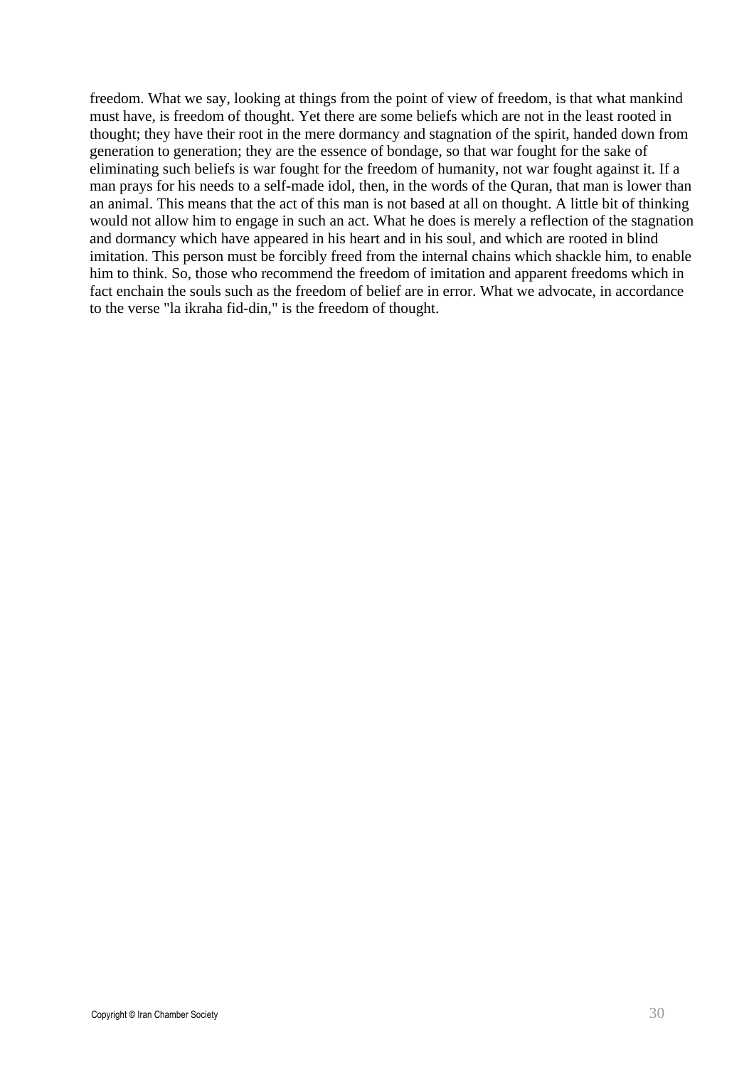freedom. What we say, looking at things from the point of view of freedom, is that what mankind must have, is freedom of thought. Yet there are some beliefs which are not in the least rooted in thought; they have their root in the mere dormancy and stagnation of the spirit, handed down from generation to generation; they are the essence of bondage, so that war fought for the sake of eliminating such beliefs is war fought for the freedom of humanity, not war fought against it. If a man prays for his needs to a self-made idol, then, in the words of the Quran, that man is lower than an animal. This means that the act of this man is not based at all on thought. A little bit of thinking would not allow him to engage in such an act. What he does is merely a reflection of the stagnation and dormancy which have appeared in his heart and in his soul, and which are rooted in blind imitation. This person must be forcibly freed from the internal chains which shackle him, to enable him to think. So, those who recommend the freedom of imitation and apparent freedoms which in fact enchain the souls such as the freedom of belief are in error. What we advocate, in accordance to the verse "la ikraha fid-din," is the freedom of thought.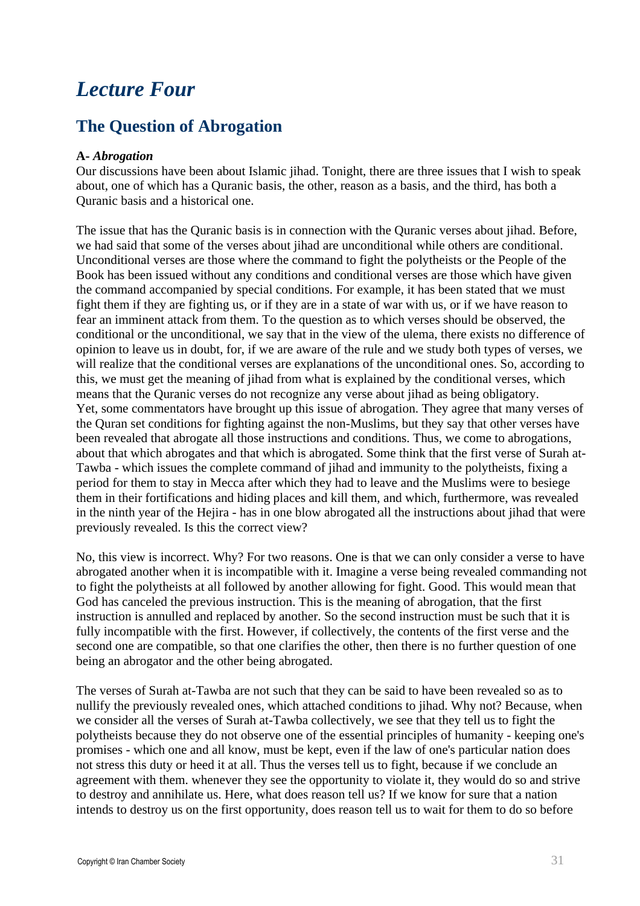# *Lecture Four*

## The Question of Abrogation

**A-** ***Abrogation***

Our discussions have been about Islamic jihad. Tonight, there are three issues that I wish to speak about, one of which has a Quranic basis, the other, reason as a basis, and the third, has both a Quranic basis and a historical one.

The issue that has the Quranic basis is in connection with the Quranic verses about jihad. Before, we had said that some of the verses about jihad are unconditional while others are conditional. Unconditional verses are those where the command to fight the polytheists or the People of the Book has been issued without any conditions and conditional verses are those which have given the command accompanied by special conditions. For example, it has been stated that we must fight them if they are fighting us, or if they are in a state of war with us, or if we have reason to fear an imminent attack from them. To the question as to which verses should be observed, the conditional or the unconditional, we say that in the view of the ulema, there exists no difference of opinion to leave us in doubt, for, if we are aware of the rule and we study both types of verses, we will realize that the conditional verses are explanations of the unconditional ones. So, according to this, we must get the meaning of jihad from what is explained by the conditional verses, which means that the Quranic verses do not recognize any verse about jihad as being obligatory.

Yet, some commentators have brought up this issue of abrogation. They agree that many verses of the Quran set conditions for fighting against the non-Muslims, but they say that other verses have been revealed that abrogate all those instructions and conditions. Thus, we come to abrogations, about that which abrogates and that which is abrogated. Some think that the first verse of Surah at-Tawba - which issues the complete command of jihad and immunity to the polytheists, fixing a period for them to stay in Mecca after which they had to leave and the Muslims were to besiege them in their fortifications and hiding places and kill them, and which, furthermore, was revealed in the ninth year of the Hejira - has in one blow abrogated all the instructions about jihad that were previously revealed. Is this the correct view?

No, this view is incorrect. Why? For two reasons. One is that we can only consider a verse to have abrogated another when it is incompatible with it. Imagine a verse being revealed commanding not to fight the polytheists at all followed by another allowing for fight. Good. This would mean that God has canceled the previous instruction. This is the meaning of abrogation, that the first instruction is annulled and replaced by another. So the second instruction must be such that it is fully incompatible with the first. However, if collectively, the contents of the first verse and the second one are compatible, so that one clarifies the other, then there is no further question of one being an abrogator and the other being abrogated.

The verses of Surah at-Tawba are not such that they can be said to have been revealed so as to nullify the previously revealed ones, which attached conditions to jihad. Why not? Because, when we consider all the verses of Surah at-Tawba collectively, we see that they tell us to fight the polytheists because they do not observe one of the essential principles of humanity - keeping one's promises - which one and all know, must be kept, even if the law of one's particular nation does not stress this duty or heed it at all. Thus the verses tell us to fight, because if we conclude an agreement with them. whenever they see the opportunity to violate it, they would do so and strive to destroy and annihilate us. Here, what does reason tell us? If we know for sure that a nation intends to destroy us on the first opportunity, does reason tell us to wait for them to do so before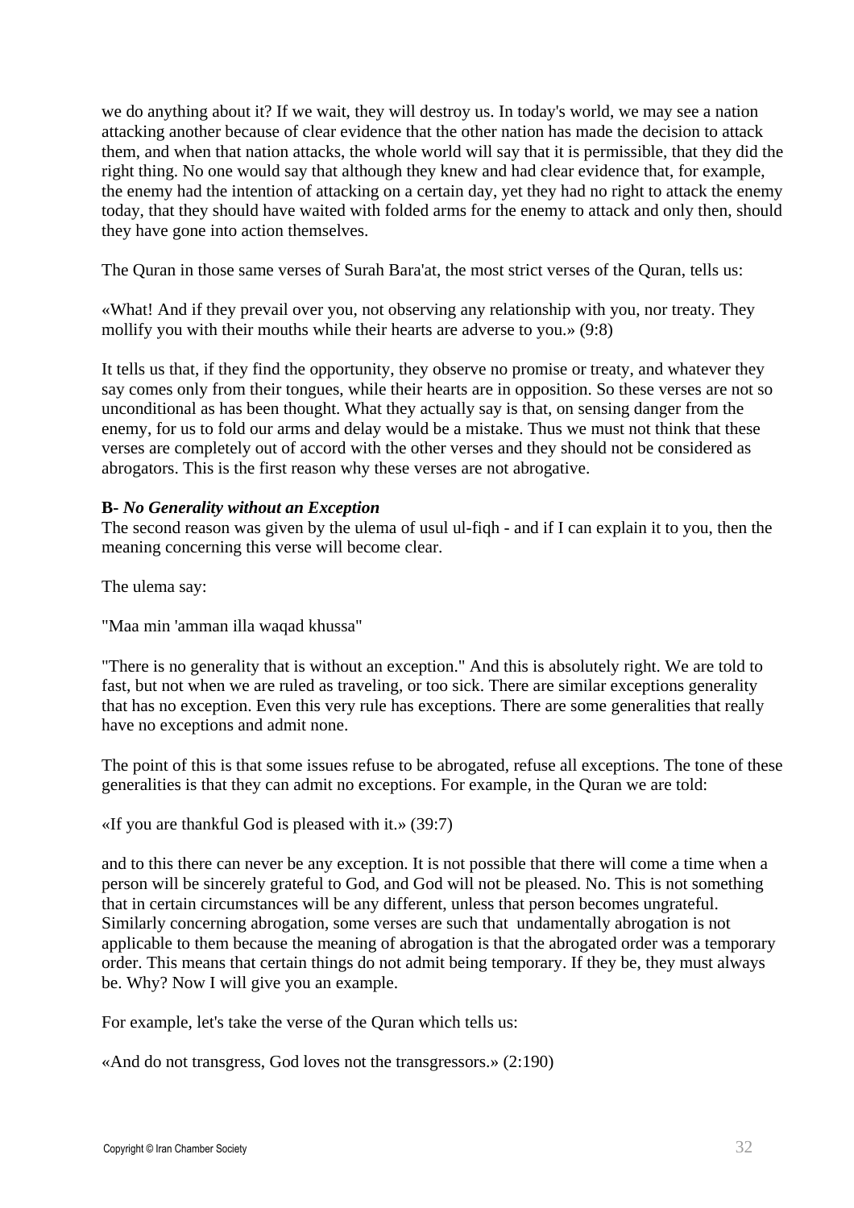we do anything about it? If we wait, they will destroy us. In today's world, we may see a nation attacking another because of clear evidence that the other nation has made the decision to attack them, and when that nation attacks, the whole world will say that it is permissible, that they did the right thing. No one would say that although they knew and had clear evidence that, for example, the enemy had the intention of attacking on a certain day, yet they had no right to attack the enemy today, that they should have waited with folded arms for the enemy to attack and only then, should they have gone into action themselves.

The Quran in those same verses of Surah Bara'at, the most strict verses of the Quran, tells us:

«What! And if they prevail over you, not observing any relationship with you, nor treaty. They mollify you with their mouths while their hearts are adverse to you.» (9:8)

It tells us that, if they find the opportunity, they observe no promise or treaty, and whatever they say comes only from their tongues, while their hearts are in opposition. So these verses are not so unconditional as has been thought. What they actually say is that, on sensing danger from the enemy, for us to fold our arms and delay would be a mistake. Thus we must not think that these verses are completely out of accord with the other verses and they should not be considered as abrogators. This is the first reason why these verses are not abrogative.

**B-** ***No Generality without an Exception***

The second reason was given by the ulema of usul ul-fiqh - and if I can explain it to you, then the meaning concerning this verse will become clear.

The ulema say:

"Maa min 'amman illa waqad khussa"

"There is no generality that is without an exception." And this is absolutely right. We are told to fast, but not when we are ruled as traveling, or too sick. There are similar exceptions generality that has no exception. Even this very rule has exceptions. There are some generalities that really have no exceptions and admit none.

The point of this is that some issues refuse to be abrogated, refuse all exceptions. The tone of these generalities is that they can admit no exceptions. For example, in the Quran we are told:

«If you are thankful God is pleased with it.» (39:7)

and to this there can never be any exception. It is not possible that there will come a time when a person will be sincerely grateful to God, and God will not be pleased. No. This is not something that in certain circumstances will be any different, unless that person becomes ungrateful. Similarly concerning abrogation, some verses are such that undamentally abrogation is not applicable to them because the meaning of abrogation is that the abrogated order was a temporary order. This means that certain things do not admit being temporary. If they be, they must always be. Why? Now I will give you an example.

For example, let's take the verse of the Quran which tells us:

«And do not transgress, God loves not the transgressors.» (2:190)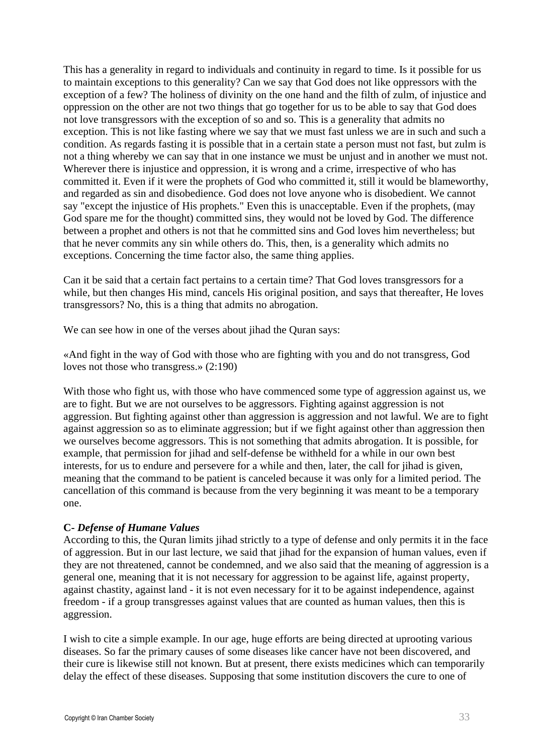This has a generality in regard to individuals and continuity in regard to time. Is it possible for us to maintain exceptions to this generality? Can we say that God does not like oppressors with the exception of a few? The holiness of divinity on the one hand and the filth of zulm, of injustice and oppression on the other are not two things that go together for us to be able to say that God does not love transgressors with the exception of so and so. This is a generality that admits no exception. This is not like fasting where we say that we must fast unless we are in such and such a condition. As regards fasting it is possible that in a certain state a person must not fast, but zulm is not a thing whereby we can say that in one instance we must be unjust and in another we must not. Wherever there is injustice and oppression, it is wrong and a crime, irrespective of who has committed it. Even if it were the prophets of God who committed it, still it would be blameworthy, and regarded as sin and disobedience. God does not love anyone who is disobedient. We cannot say "except the injustice of His prophets." Even this is unacceptable. Even if the prophets, (may God spare me for the thought) committed sins, they would not be loved by God. The difference between a prophet and others is not that he committed sins and God loves him nevertheless; but that he never commits any sin while others do. This, then, is a generality which admits no exceptions. Concerning the time factor also, the same thing applies.

Can it be said that a certain fact pertains to a certain time? That God loves transgressors for a while, but then changes His mind, cancels His original position, and says that thereafter, He loves transgressors? No, this is a thing that admits no abrogation.

We can see how in one of the verses about jihad the Quran says:

«And fight in the way of God with those who are fighting with you and do not transgress, God loves not those who transgress.» (2:190)

With those who fight us, with those who have commenced some type of aggression against us, we are to fight. But we are not ourselves to be aggressors. Fighting against aggression is not aggression. But fighting against other than aggression is aggression and not lawful. We are to fight against aggression so as to eliminate aggression; but if we fight against other than aggression then we ourselves become aggressors. This is not something that admits abrogation. It is possible, for example, that permission for jihad and self-defense be withheld for a while in our own best interests, for us to endure and persevere for a while and then, later, the call for jihad is given, meaning that the command to be patient is canceled because it was only for a limited period. The cancellation of this command is because from the very beginning it was meant to be a temporary one.

**C-** ***Defense of Humane Values***

According to this, the Quran limits jihad strictly to a type of defense and only permits it in the face of aggression. But in our last lecture, we said that jihad for the expansion of human values, even if they are not threatened, cannot be condemned, and we also said that the meaning of aggression is a general one, meaning that it is not necessary for aggression to be against life, against property, against chastity, against land - it is not even necessary for it to be against independence, against freedom - if a group transgresses against values that are counted as human values, then this is aggression.

I wish to cite a simple example. In our age, huge efforts are being directed at uprooting various diseases. So far the primary causes of some diseases like cancer have not been discovered, and their cure is likewise still not known. But at present, there exists medicines which can temporarily delay the effect of these diseases. Supposing that some institution discovers the cure to one of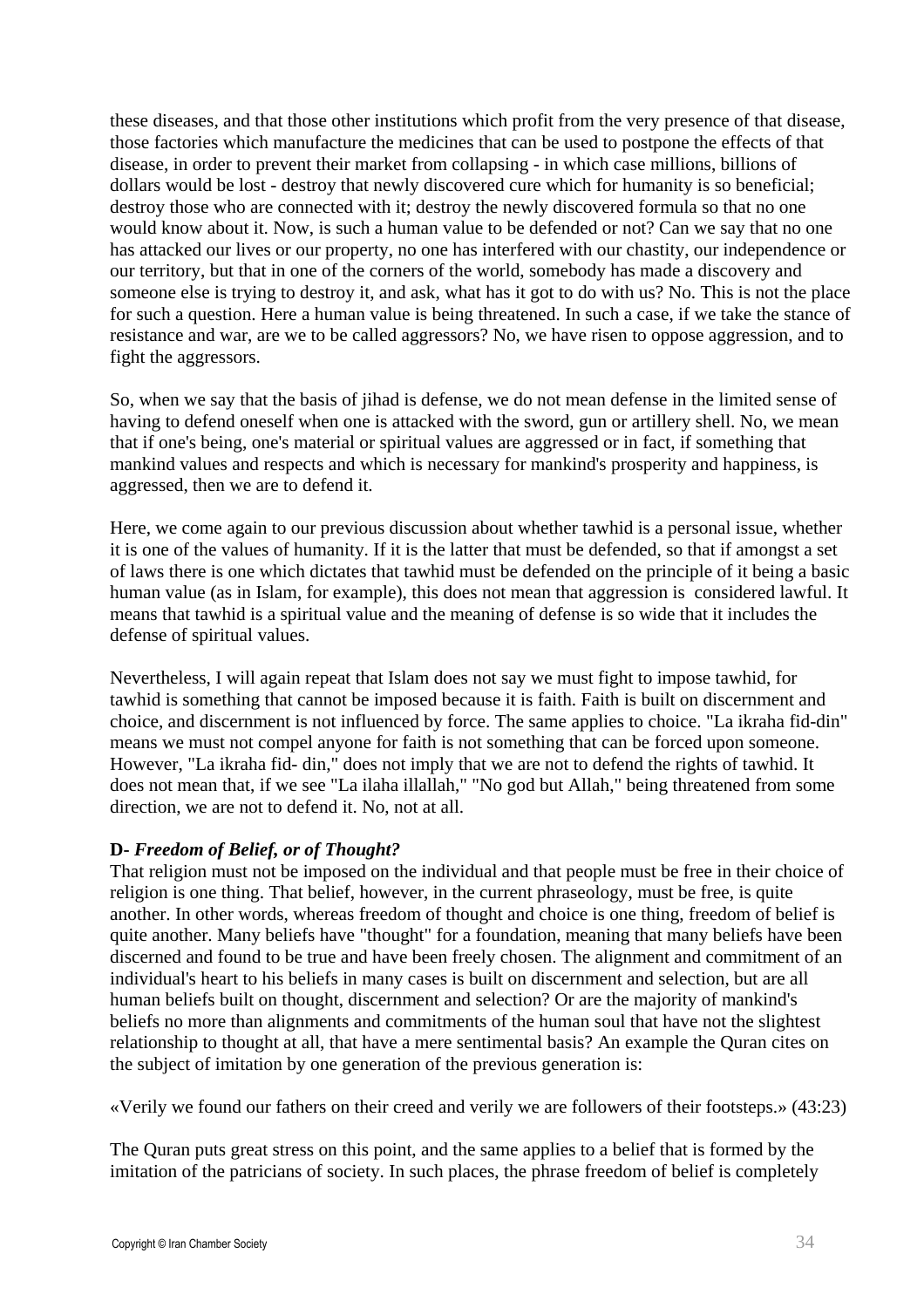these diseases, and that those other institutions which profit from the very presence of that disease, those factories which manufacture the medicines that can be used to postpone the effects of that disease, in order to prevent their market from collapsing - in which case millions, billions of dollars would be lost - destroy that newly discovered cure which for humanity is so beneficial; destroy those who are connected with it; destroy the newly discovered formula so that no one would know about it. Now, is such a human value to be defended or not? Can we say that no one has attacked our lives or our property, no one has interfered with our chastity, our independence or our territory, but that in one of the corners of the world, somebody has made a discovery and someone else is trying to destroy it, and ask, what has it got to do with us? No. This is not the place for such a question. Here a human value is being threatened. In such a case, if we take the stance of resistance and war, are we to be called aggressors? No, we have risen to oppose aggression, and to fight the aggressors.

So, when we say that the basis of jihad is defense, we do not mean defense in the limited sense of having to defend oneself when one is attacked with the sword, gun or artillery shell. No, we mean that if one's being, one's material or spiritual values are aggressed or in fact, if something that mankind values and respects and which is necessary for mankind's prosperity and happiness, is aggressed, then we are to defend it.

Here, we come again to our previous discussion about whether tawhid is a personal issue, whether it is one of the values of humanity. If it is the latter that must be defended, so that if amongst a set of laws there is one which dictates that tawhid must be defended on the principle of it being a basic human value (as in Islam, for example), this does not mean that aggression is considered lawful. It means that tawhid is a spiritual value and the meaning of defense is so wide that it includes the defense of spiritual values.

Nevertheless, I will again repeat that Islam does not say we must fight to impose tawhid, for tawhid is something that cannot be imposed because it is faith. Faith is built on discernment and choice, and discernment is not influenced by force. The same applies to choice. "La ikraha fid-din" means we must not compel anyone for faith is not something that can be forced upon someone. However, "La ikraha fid- din," does not imply that we are not to defend the rights of tawhid. It does not mean that, if we see "La ilaha illallah," "No god but Allah," being threatened from some direction, we are not to defend it. No, not at all.

**D-** ***Freedom of Belief, or of Thought?***

That religion must not be imposed on the individual and that people must be free in their choice of religion is one thing. That belief, however, in the current phraseology, must be free, is quite another. In other words, whereas freedom of thought and choice is one thing, freedom of belief is quite another. Many beliefs have "thought" for a foundation, meaning that many beliefs have been discerned and found to be true and have been freely chosen. The alignment and commitment of an individual's heart to his beliefs in many cases is built on discernment and selection, but are all human beliefs built on thought, discernment and selection? Or are the majority of mankind's beliefs no more than alignments and commitments of the human soul that have not the slightest relationship to thought at all, that have a mere sentimental basis? An example the Quran cites on the subject of imitation by one generation of the previous generation is:

«Verily we found our fathers on their creed and verily we are followers of their footsteps.» (43:23)

The Quran puts great stress on this point, and the same applies to a belief that is formed by the imitation of the patricians of society. In such places, the phrase freedom of belief is completely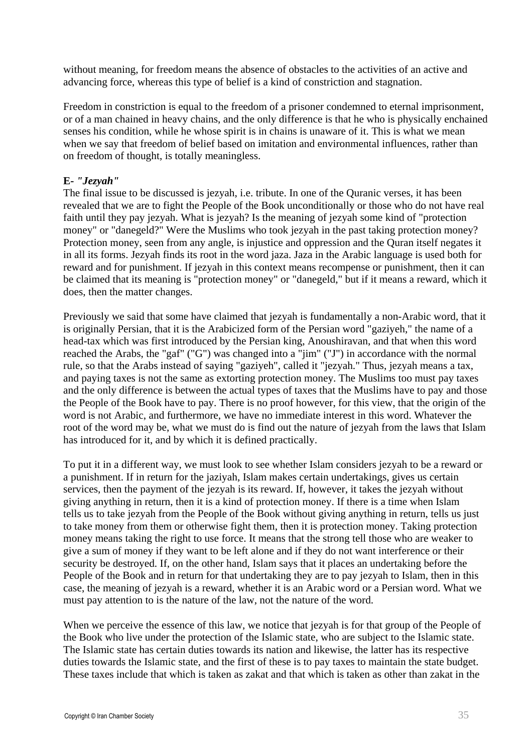without meaning, for freedom means the absence of obstacles to the activities of an active and advancing force, whereas this type of belief is a kind of constriction and stagnation.

Freedom in constriction is equal to the freedom of a prisoner condemned to eternal imprisonment, or of a man chained in heavy chains, and the only difference is that he who is physically enchained senses his condition, while he whose spirit is in chains is unaware of it. This is what we mean when we say that freedom of belief based on imitation and environmental influences, rather than on freedom of thought, is totally meaningless.

**E- *"Jezyah"***

The final issue to be discussed is jezyah, i.e. tribute. In one of the Quranic verses, it has been revealed that we are to fight the People of the Book unconditionally or those who do not have real faith until they pay jezyah. What is jezyah? Is the meaning of jezyah some kind of "protection money" or "danegeld?" Were the Muslims who took jezyah in the past taking protection money? Protection money, seen from any angle, is injustice and oppression and the Quran itself negates it in all its forms. Jezyah finds its root in the word jaza. Jaza in the Arabic language is used both for reward and for punishment. If jezyah in this context means recompense or punishment, then it can be claimed that its meaning is "protection money" or "danegeld," but if it means a reward, which it does, then the matter changes.

Previously we said that some have claimed that jezyah is fundamentally a non-Arabic word, that it is originally Persian, that it is the Arabicized form of the Persian word "gaziyeh," the name of a head-tax which was first introduced by the Persian king, Anoushiravan, and that when this word reached the Arabs, the "gaf" ("G") was changed into a "jim" ("J") in accordance with the normal rule, so that the Arabs instead of saying "gaziyeh", called it "jezyah." Thus, jezyah means a tax, and paying taxes is not the same as extorting protection money. The Muslims too must pay taxes and the only difference is between the actual types of taxes that the Muslims have to pay and those the People of the Book have to pay. There is no proof however, for this view, that the origin of the word is not Arabic, and furthermore, we have no immediate interest in this word. Whatever the root of the word may be, what we must do is find out the nature of jezyah from the laws that Islam has introduced for it, and by which it is defined practically.

To put it in a different way, we must look to see whether Islam considers jezyah to be a reward or a punishment. If in return for the jaziyah, Islam makes certain undertakings, gives us certain services, then the payment of the jezyah is its reward. If, however, it takes the jezyah without giving anything in return, then it is a kind of protection money. If there is a time when Islam tells us to take jezyah from the People of the Book without giving anything in return, tells us just to take money from them or otherwise fight them, then it is protection money. Taking protection money means taking the right to use force. It means that the strong tell those who are weaker to give a sum of money if they want to be left alone and if they do not want interference or their security be destroyed. If, on the other hand, Islam says that it places an undertaking before the People of the Book and in return for that undertaking they are to pay jezyah to Islam, then in this case, the meaning of jezyah is a reward, whether it is an Arabic word or a Persian word. What we must pay attention to is the nature of the law, not the nature of the word.

When we perceive the essence of this law, we notice that jezyah is for that group of the People of the Book who live under the protection of the Islamic state, who are subject to the Islamic state. The Islamic state has certain duties towards its nation and likewise, the latter has its respective duties towards the Islamic state, and the first of these is to pay taxes to maintain the state budget. These taxes include that which is taken as zakat and that which is taken as other than zakat in the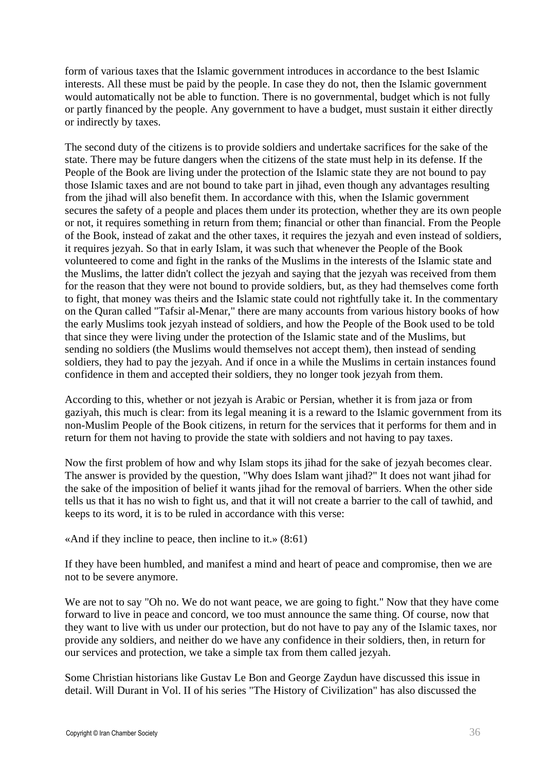form of various taxes that the Islamic government introduces in accordance to the best Islamic interests. All these must be paid by the people. In case they do not, then the Islamic government would automatically not be able to function. There is no governmental, budget which is not fully or partly financed by the people. Any government to have a budget, must sustain it either directly or indirectly by taxes.

The second duty of the citizens is to provide soldiers and undertake sacrifices for the sake of the state. There may be future dangers when the citizens of the state must help in its defense. If the People of the Book are living under the protection of the Islamic state they are not bound to pay those Islamic taxes and are not bound to take part in jihad, even though any advantages resulting from the jihad will also benefit them. In accordance with this, when the Islamic government secures the safety of a people and places them under its protection, whether they are its own people or not, it requires something in return from them; financial or other than financial. From the People of the Book, instead of zakat and the other taxes, it requires the jezyah and even instead of soldiers, it requires jezyah. So that in early Islam, it was such that whenever the People of the Book volunteered to come and fight in the ranks of the Muslims in the interests of the Islamic state and the Muslims, the latter didn't collect the jezyah and saying that the jezyah was received from them for the reason that they were not bound to provide soldiers, but, as they had themselves come forth to fight, that money was theirs and the Islamic state could not rightfully take it. In the commentary on the Quran called "Tafsir al-Menar," there are many accounts from various history books of how the early Muslims took jezyah instead of soldiers, and how the People of the Book used to be told that since they were living under the protection of the Islamic state and of the Muslims, but sending no soldiers (the Muslims would themselves not accept them), then instead of sending soldiers, they had to pay the jezyah. And if once in a while the Muslims in certain instances found confidence in them and accepted their soldiers, they no longer took jezyah from them.

According to this, whether or not jezyah is Arabic or Persian, whether it is from jaza or from gaziyah, this much is clear: from its legal meaning it is a reward to the Islamic government from its non-Muslim People of the Book citizens, in return for the services that it performs for them and in return for them not having to provide the state with soldiers and not having to pay taxes.

Now the first problem of how and why Islam stops its jihad for the sake of jezyah becomes clear. The answer is provided by the question, "Why does Islam want jihad?" It does not want jihad for the sake of the imposition of belief it wants jihad for the removal of barriers. When the other side tells us that it has no wish to fight us, and that it will not create a barrier to the call of tawhid, and keeps to its word, it is to be ruled in accordance with this verse:

«And if they incline to peace, then incline to it.» (8:61)

If they have been humbled, and manifest a mind and heart of peace and compromise, then we are not to be severe anymore.

We are not to say "Oh no. We do not want peace, we are going to fight." Now that they have come forward to live in peace and concord, we too must announce the same thing. Of course, now that they want to live with us under our protection, but do not have to pay any of the Islamic taxes, nor provide any soldiers, and neither do we have any confidence in their soldiers, then, in return for our services and protection, we take a simple tax from them called jezyah.

Some Christian historians like Gustav Le Bon and George Zaydun have discussed this issue in detail. Will Durant in Vol. II of his series "The History of Civilization" has also discussed the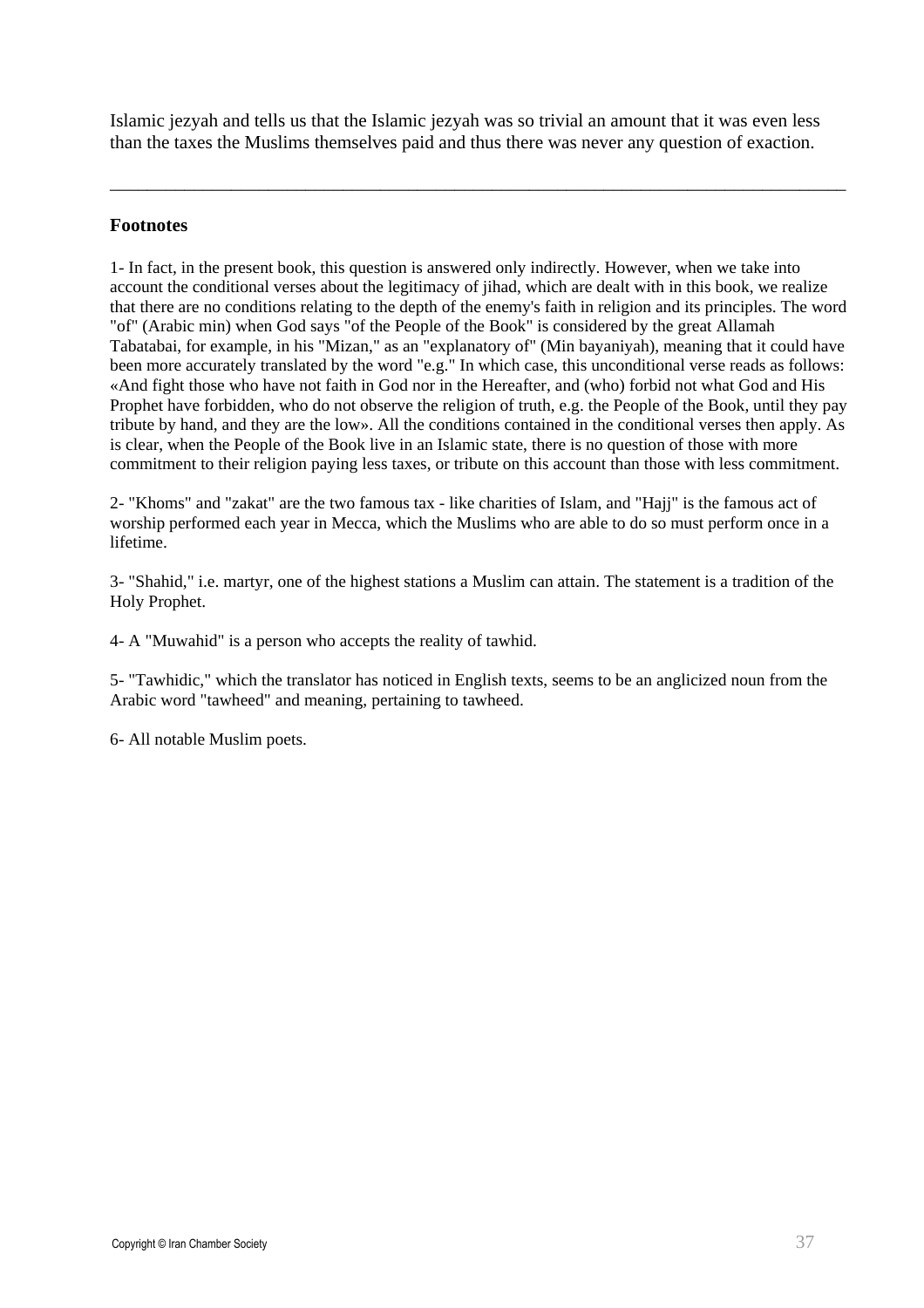Islamic jezyah and tells us that the Islamic jezyah was so trivial an amount that it was even less than the taxes the Muslims themselves paid and thus there was never any question of exaction.

---

**Footnotes**

1- In fact, in the present book, this question is answered only indirectly. However, when we take into account the conditional verses about the legitimacy of jihad, which are dealt with in this book, we realize that there are no conditions relating to the depth of the enemy's faith in religion and its principles. The word "of" (Arabic min) when God says "of the People of the Book" is considered by the great Allamah Tabatabai, for example, in his "Mizan," as an "explanatory of" (Min bayaniyah), meaning that it could have been more accurately translated by the word "e.g." In which case, this unconditional verse reads as follows: «And fight those who have not faith in God nor in the Hereafter, and (who) forbid not what God and His Prophet have forbidden, who do not observe the religion of truth, e.g. the People of the Book, until they pay tribute by hand, and they are the low». All the conditions contained in the conditional verses then apply. As is clear, when the People of the Book live in an Islamic state, there is no question of those with more commitment to their religion paying less taxes, or tribute on this account than those with less commitment.

2- "Khoms" and "zakat" are the two famous tax - like charities of Islam, and "Hajj" is the famous act of worship performed each year in Mecca, which the Muslims who are able to do so must perform once in a lifetime.

3- "Shahid," i.e. martyr, one of the highest stations a Muslim can attain. The statement is a tradition of the Holy Prophet.

4- A "Muwahid" is a person who accepts the reality of tawhid.

5- "Tawhidic," which the translator has noticed in English texts, seems to be an anglicized noun from the Arabic word "tawheed" and meaning, pertaining to tawheed.

6- All notable Muslim poets.